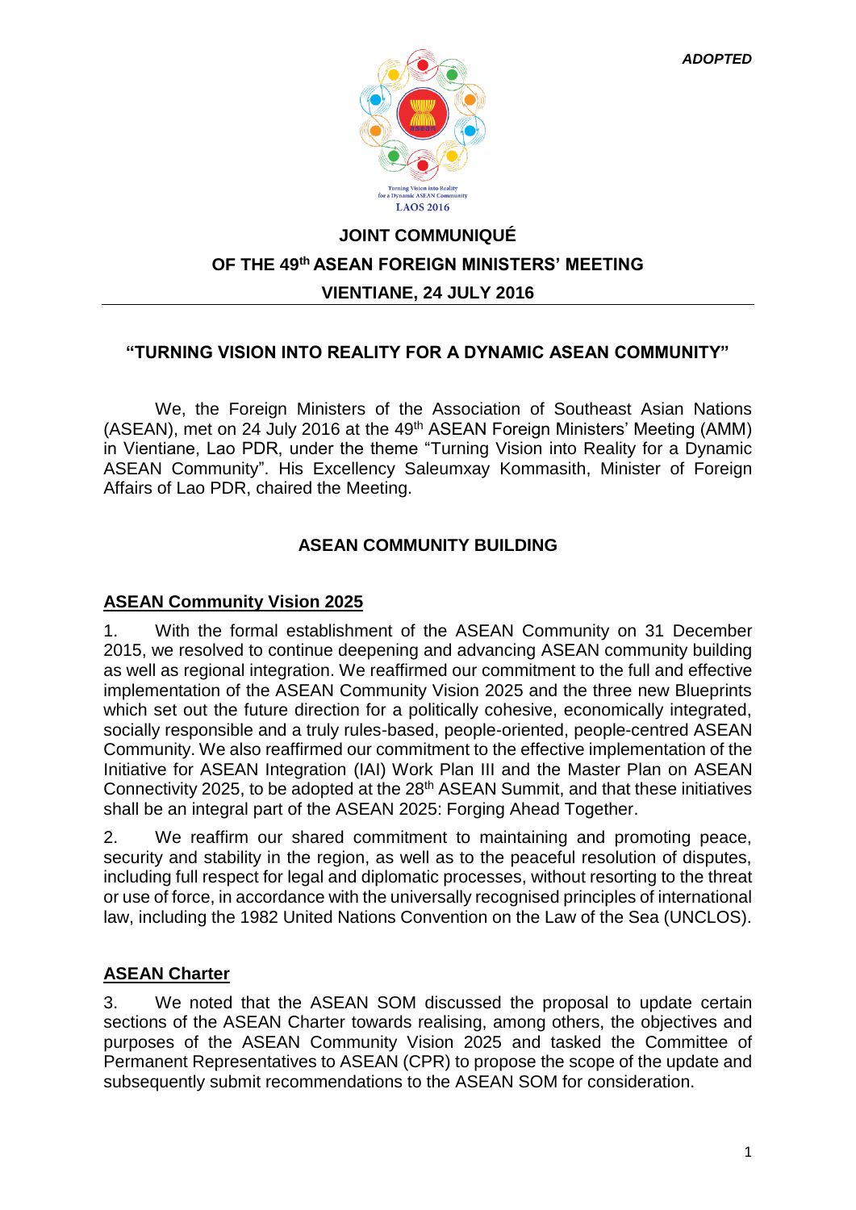***ADOPTED***

Turning Vision into Reality for a Dynamic ASEAN Community
LAOS 2016

# JOINT COMMUNIQUÉ
# OF THE 49th ASEAN FOREIGN MINISTERS' MEETING
# VIENTIANE, 24 JULY 2016

---

## "TURNING VISION INTO REALITY FOR A DYNAMIC ASEAN COMMUNITY"

We, the Foreign Ministers of the Association of Southeast Asian Nations (ASEAN), met on 24 July 2016 at the 49th ASEAN Foreign Ministers' Meeting (AMM) in Vientiane, Lao PDR, under the theme "Turning Vision into Reality for a Dynamic ASEAN Community". His Excellency Saleumxay Kommasith, Minister of Foreign Affairs of Lao PDR, chaired the Meeting.

## ASEAN COMMUNITY BUILDING

### ASEAN Community Vision 2025

1. With the formal establishment of the ASEAN Community on 31 December 2015, we resolved to continue deepening and advancing ASEAN community building as well as regional integration. We reaffirmed our commitment to the full and effective implementation of the ASEAN Community Vision 2025 and the three new Blueprints which set out the future direction for a politically cohesive, economically integrated, socially responsible and a truly rules-based, people-oriented, people-centred ASEAN Community. We also reaffirmed our commitment to the effective implementation of the Initiative for ASEAN Integration (IAI) Work Plan III and the Master Plan on ASEAN Connectivity 2025, to be adopted at the 28th ASEAN Summit, and that these initiatives shall be an integral part of the ASEAN 2025: Forging Ahead Together.

2. We reaffirm our shared commitment to maintaining and promoting peace, security and stability in the region, as well as to the peaceful resolution of disputes, including full respect for legal and diplomatic processes, without resorting to the threat or use of force, in accordance with the universally recognised principles of international law, including the 1982 United Nations Convention on the Law of the Sea (UNCLOS).

### ASEAN Charter

3. We noted that the ASEAN SOM discussed the proposal to update certain sections of the ASEAN Charter towards realising, among others, the objectives and purposes of the ASEAN Community Vision 2025 and tasked the Committee of Permanent Representatives to ASEAN (CPR) to propose the scope of the update and subsequently submit recommendations to the ASEAN SOM for consideration.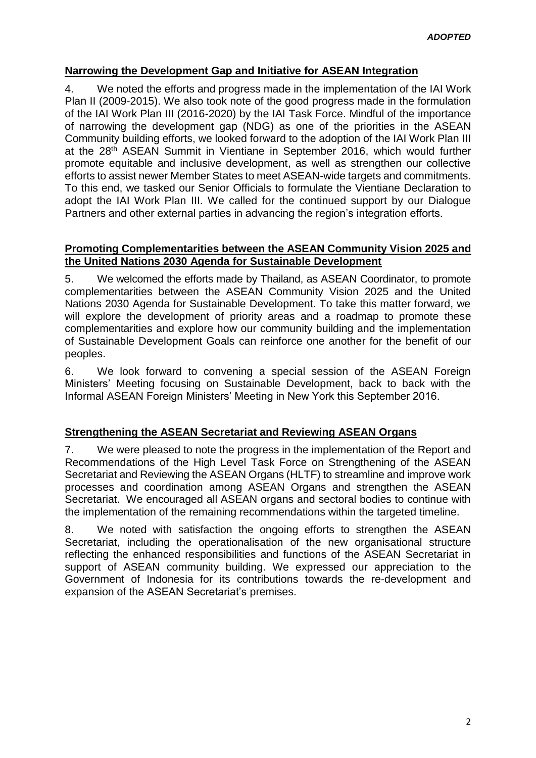*ADOPTED*

## Narrowing the Development Gap and Initiative for ASEAN Integration

4. We noted the efforts and progress made in the implementation of the IAI Work Plan II (2009-2015). We also took note of the good progress made in the formulation of the IAI Work Plan III (2016-2020) by the IAI Task Force. Mindful of the importance of narrowing the development gap (NDG) as one of the priorities in the ASEAN Community building efforts, we looked forward to the adoption of the IAI Work Plan III at the 28th ASEAN Summit in Vientiane in September 2016, which would further promote equitable and inclusive development, as well as strengthen our collective efforts to assist newer Member States to meet ASEAN-wide targets and commitments. To this end, we tasked our Senior Officials to formulate the Vientiane Declaration to adopt the IAI Work Plan III. We called for the continued support by our Dialogue Partners and other external parties in advancing the region's integration efforts.

## Promoting Complementarities between the ASEAN Community Vision 2025 and the United Nations 2030 Agenda for Sustainable Development

5. We welcomed the efforts made by Thailand, as ASEAN Coordinator, to promote complementarities between the ASEAN Community Vision 2025 and the United Nations 2030 Agenda for Sustainable Development. To take this matter forward, we will explore the development of priority areas and a roadmap to promote these complementarities and explore how our community building and the implementation of Sustainable Development Goals can reinforce one another for the benefit of our peoples.

6. We look forward to convening a special session of the ASEAN Foreign Ministers' Meeting focusing on Sustainable Development, back to back with the Informal ASEAN Foreign Ministers' Meeting in New York this September 2016.

## Strengthening the ASEAN Secretariat and Reviewing ASEAN Organs

7. We were pleased to note the progress in the implementation of the Report and Recommendations of the High Level Task Force on Strengthening of the ASEAN Secretariat and Reviewing the ASEAN Organs (HLTF) to streamline and improve work processes and coordination among ASEAN Organs and strengthen the ASEAN Secretariat. We encouraged all ASEAN organs and sectoral bodies to continue with the implementation of the remaining recommendations within the targeted timeline.

8. We noted with satisfaction the ongoing efforts to strengthen the ASEAN Secretariat, including the operationalisation of the new organisational structure reflecting the enhanced responsibilities and functions of the ASEAN Secretariat in support of ASEAN community building. We expressed our appreciation to the Government of Indonesia for its contributions towards the re-development and expansion of the ASEAN Secretariat's premises.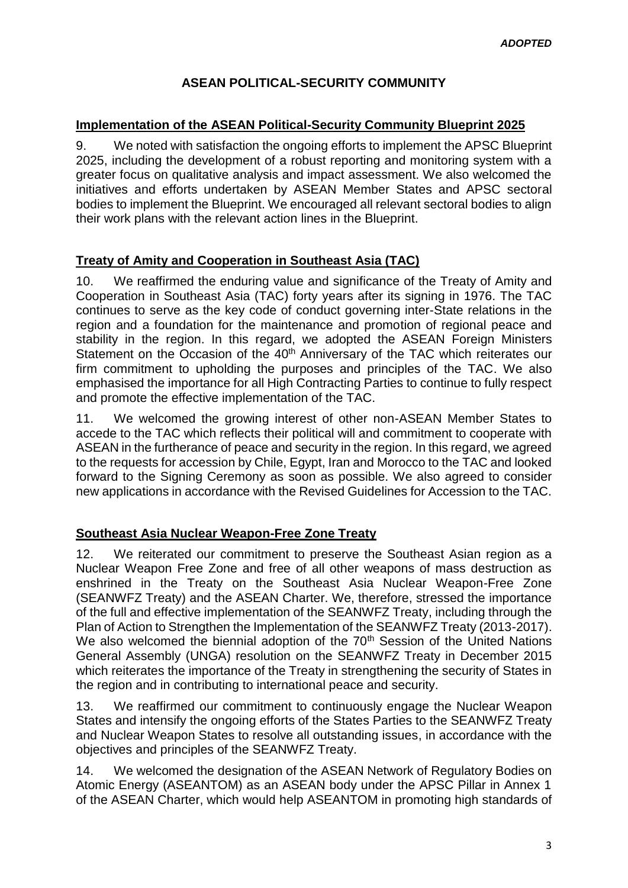*ADOPTED*

## ASEAN POLITICAL-SECURITY COMMUNITY

### Implementation of the ASEAN Political-Security Community Blueprint 2025

9. We noted with satisfaction the ongoing efforts to implement the APSC Blueprint 2025, including the development of a robust reporting and monitoring system with a greater focus on qualitative analysis and impact assessment. We also welcomed the initiatives and efforts undertaken by ASEAN Member States and APSC sectoral bodies to implement the Blueprint. We encouraged all relevant sectoral bodies to align their work plans with the relevant action lines in the Blueprint.

### Treaty of Amity and Cooperation in Southeast Asia (TAC)

10. We reaffirmed the enduring value and significance of the Treaty of Amity and Cooperation in Southeast Asia (TAC) forty years after its signing in 1976. The TAC continues to serve as the key code of conduct governing inter-State relations in the region and a foundation for the maintenance and promotion of regional peace and stability in the region. In this regard, we adopted the ASEAN Foreign Ministers Statement on the Occasion of the 40th Anniversary of the TAC which reiterates our firm commitment to upholding the purposes and principles of the TAC. We also emphasised the importance for all High Contracting Parties to continue to fully respect and promote the effective implementation of the TAC.

11. We welcomed the growing interest of other non-ASEAN Member States to accede to the TAC which reflects their political will and commitment to cooperate with ASEAN in the furtherance of peace and security in the region. In this regard, we agreed to the requests for accession by Chile, Egypt, Iran and Morocco to the TAC and looked forward to the Signing Ceremony as soon as possible. We also agreed to consider new applications in accordance with the Revised Guidelines for Accession to the TAC.

### Southeast Asia Nuclear Weapon-Free Zone Treaty

12. We reiterated our commitment to preserve the Southeast Asian region as a Nuclear Weapon Free Zone and free of all other weapons of mass destruction as enshrined in the Treaty on the Southeast Asia Nuclear Weapon-Free Zone (SEANWFZ Treaty) and the ASEAN Charter. We, therefore, stressed the importance of the full and effective implementation of the SEANWFZ Treaty, including through the Plan of Action to Strengthen the Implementation of the SEANWFZ Treaty (2013-2017). We also welcomed the biennial adoption of the 70th Session of the United Nations General Assembly (UNGA) resolution on the SEANWFZ Treaty in December 2015 which reiterates the importance of the Treaty in strengthening the security of States in the region and in contributing to international peace and security.

13. We reaffirmed our commitment to continuously engage the Nuclear Weapon States and intensify the ongoing efforts of the States Parties to the SEANWFZ Treaty and Nuclear Weapon States to resolve all outstanding issues, in accordance with the objectives and principles of the SEANWFZ Treaty.

14. We welcomed the designation of the ASEAN Network of Regulatory Bodies on Atomic Energy (ASEANTOM) as an ASEAN body under the APSC Pillar in Annex 1 of the ASEAN Charter, which would help ASEANTOM in promoting high standards of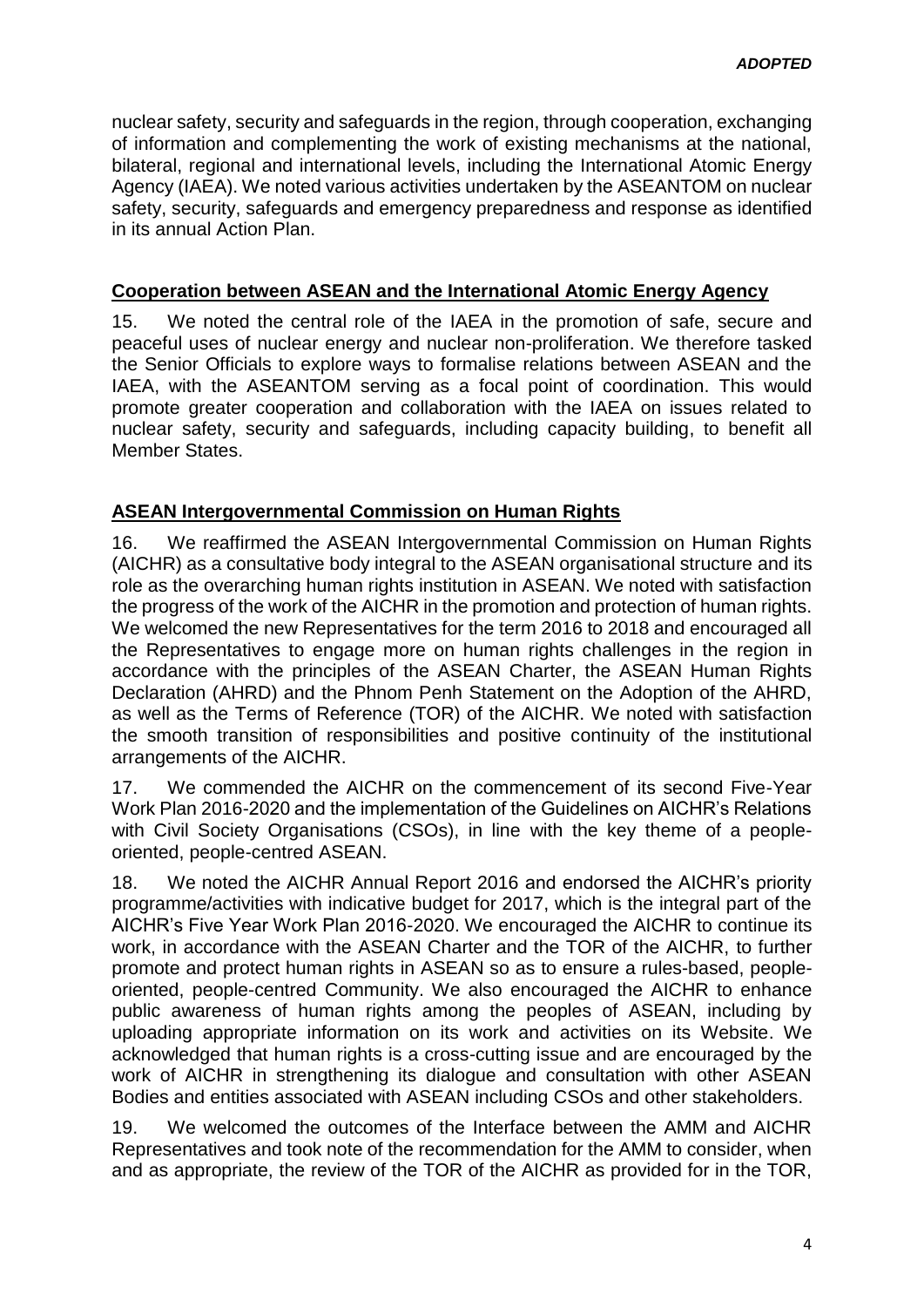nuclear safety, security and safeguards in the region, through cooperation, exchanging of information and complementing the work of existing mechanisms at the national, bilateral, regional and international levels, including the International Atomic Energy Agency (IAEA). We noted various activities undertaken by the ASEANTOM on nuclear safety, security, safeguards and emergency preparedness and response as identified in its annual Action Plan.

## Cooperation between ASEAN and the International Atomic Energy Agency

15. We noted the central role of the IAEA in the promotion of safe, secure and peaceful uses of nuclear energy and nuclear non-proliferation. We therefore tasked the Senior Officials to explore ways to formalise relations between ASEAN and the IAEA, with the ASEANTOM serving as a focal point of coordination. This would promote greater cooperation and collaboration with the IAEA on issues related to nuclear safety, security and safeguards, including capacity building, to benefit all Member States.

## ASEAN Intergovernmental Commission on Human Rights

16. We reaffirmed the ASEAN Intergovernmental Commission on Human Rights (AICHR) as a consultative body integral to the ASEAN organisational structure and its role as the overarching human rights institution in ASEAN. We noted with satisfaction the progress of the work of the AICHR in the promotion and protection of human rights. We welcomed the new Representatives for the term 2016 to 2018 and encouraged all the Representatives to engage more on human rights challenges in the region in accordance with the principles of the ASEAN Charter, the ASEAN Human Rights Declaration (AHRD) and the Phnom Penh Statement on the Adoption of the AHRD, as well as the Terms of Reference (TOR) of the AICHR. We noted with satisfaction the smooth transition of responsibilities and positive continuity of the institutional arrangements of the AICHR.

17. We commended the AICHR on the commencement of its second Five-Year Work Plan 2016-2020 and the implementation of the Guidelines on AICHR's Relations with Civil Society Organisations (CSOs), in line with the key theme of a people-oriented, people-centred ASEAN.

18. We noted the AICHR Annual Report 2016 and endorsed the AICHR's priority programme/activities with indicative budget for 2017, which is the integral part of the AICHR's Five Year Work Plan 2016-2020. We encouraged the AICHR to continue its work, in accordance with the ASEAN Charter and the TOR of the AICHR, to further promote and protect human rights in ASEAN so as to ensure a rules-based, people-oriented, people-centred Community. We also encouraged the AICHR to enhance public awareness of human rights among the peoples of ASEAN, including by uploading appropriate information on its work and activities on its Website. We acknowledged that human rights is a cross-cutting issue and are encouraged by the work of AICHR in strengthening its dialogue and consultation with other ASEAN Bodies and entities associated with ASEAN including CSOs and other stakeholders.

19. We welcomed the outcomes of the Interface between the AMM and AICHR Representatives and took note of the recommendation for the AMM to consider, when and as appropriate, the review of the TOR of the AICHR as provided for in the TOR,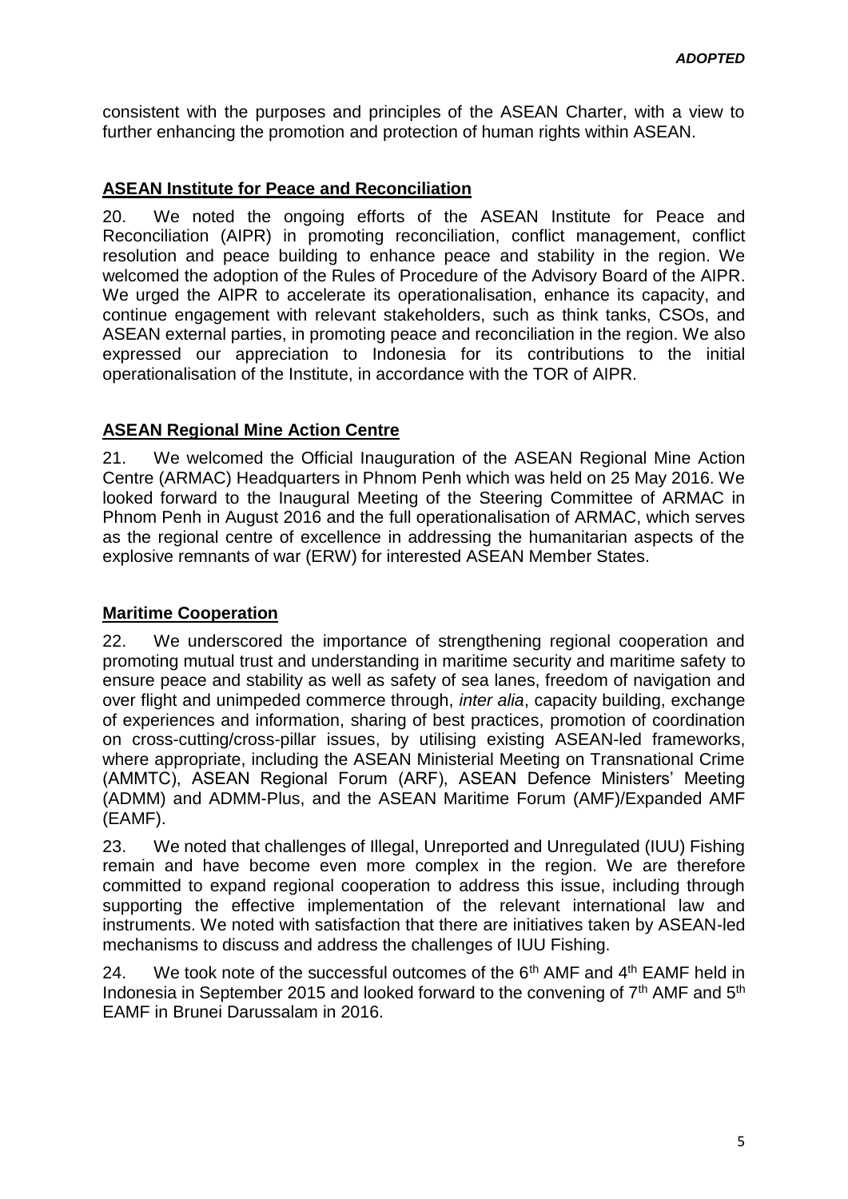consistent with the purposes and principles of the ASEAN Charter, with a view to further enhancing the promotion and protection of human rights within ASEAN.

## ASEAN Institute for Peace and Reconciliation

20. We noted the ongoing efforts of the ASEAN Institute for Peace and Reconciliation (AIPR) in promoting reconciliation, conflict management, conflict resolution and peace building to enhance peace and stability in the region. We welcomed the adoption of the Rules of Procedure of the Advisory Board of the AIPR. We urged the AIPR to accelerate its operationalisation, enhance its capacity, and continue engagement with relevant stakeholders, such as think tanks, CSOs, and ASEAN external parties, in promoting peace and reconciliation in the region. We also expressed our appreciation to Indonesia for its contributions to the initial operationalisation of the Institute, in accordance with the TOR of AIPR.

## ASEAN Regional Mine Action Centre

21. We welcomed the Official Inauguration of the ASEAN Regional Mine Action Centre (ARMAC) Headquarters in Phnom Penh which was held on 25 May 2016. We looked forward to the Inaugural Meeting of the Steering Committee of ARMAC in Phnom Penh in August 2016 and the full operationalisation of ARMAC, which serves as the regional centre of excellence in addressing the humanitarian aspects of the explosive remnants of war (ERW) for interested ASEAN Member States.

## Maritime Cooperation

22. We underscored the importance of strengthening regional cooperation and promoting mutual trust and understanding in maritime security and maritime safety to ensure peace and stability as well as safety of sea lanes, freedom of navigation and over flight and unimpeded commerce through, *inter alia*, capacity building, exchange of experiences and information, sharing of best practices, promotion of coordination on cross-cutting/cross-pillar issues, by utilising existing ASEAN-led frameworks, where appropriate, including the ASEAN Ministerial Meeting on Transnational Crime (AMMTC), ASEAN Regional Forum (ARF), ASEAN Defence Ministers' Meeting (ADMM) and ADMM-Plus, and the ASEAN Maritime Forum (AMF)/Expanded AMF (EAMF).

23. We noted that challenges of Illegal, Unreported and Unregulated (IUU) Fishing remain and have become even more complex in the region. We are therefore committed to expand regional cooperation to address this issue, including through supporting the effective implementation of the relevant international law and instruments. We noted with satisfaction that there are initiatives taken by ASEAN-led mechanisms to discuss and address the challenges of IUU Fishing.

24. We took note of the successful outcomes of the 6th AMF and 4th EAMF held in Indonesia in September 2015 and looked forward to the convening of 7th AMF and 5th EAMF in Brunei Darussalam in 2016.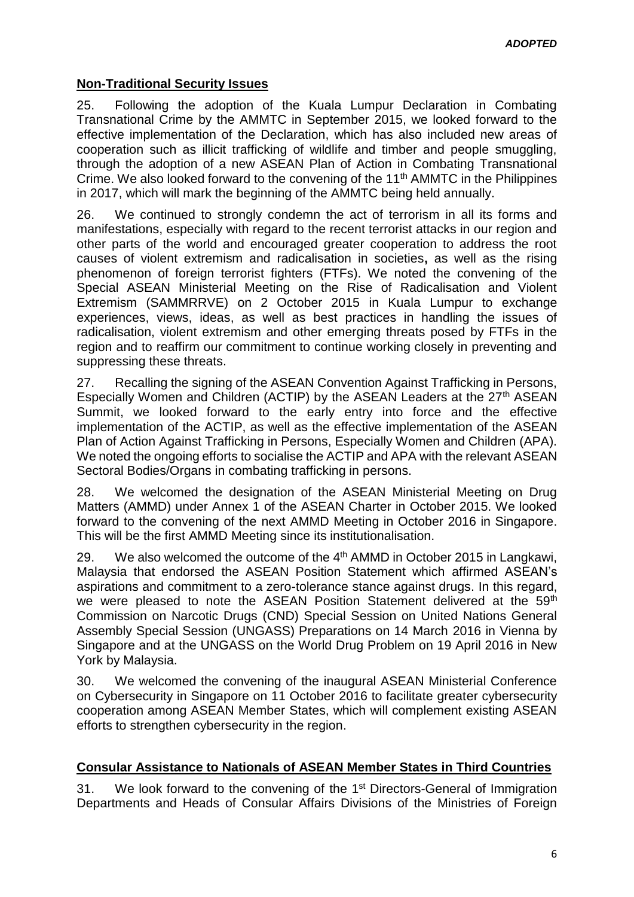***ADOPTED***

## Non-Traditional Security Issues

25. Following the adoption of the Kuala Lumpur Declaration in Combating Transnational Crime by the AMMTC in September 2015, we looked forward to the effective implementation of the Declaration, which has also included new areas of cooperation such as illicit trafficking of wildlife and timber and people smuggling, through the adoption of a new ASEAN Plan of Action in Combating Transnational Crime. We also looked forward to the convening of the 11th AMMTC in the Philippines in 2017, which will mark the beginning of the AMMTC being held annually.

26. We continued to strongly condemn the act of terrorism in all its forms and manifestations, especially with regard to the recent terrorist attacks in our region and other parts of the world and encouraged greater cooperation to address the root causes of violent extremism and radicalisation in societies**,** as well as the rising phenomenon of foreign terrorist fighters (FTFs). We noted the convening of the Special ASEAN Ministerial Meeting on the Rise of Radicalisation and Violent Extremism (SAMMRRVE) on 2 October 2015 in Kuala Lumpur to exchange experiences, views, ideas, as well as best practices in handling the issues of radicalisation, violent extremism and other emerging threats posed by FTFs in the region and to reaffirm our commitment to continue working closely in preventing and suppressing these threats.

27. Recalling the signing of the ASEAN Convention Against Trafficking in Persons, Especially Women and Children (ACTIP) by the ASEAN Leaders at the 27th ASEAN Summit, we looked forward to the early entry into force and the effective implementation of the ACTIP, as well as the effective implementation of the ASEAN Plan of Action Against Trafficking in Persons, Especially Women and Children (APA). We noted the ongoing efforts to socialise the ACTIP and APA with the relevant ASEAN Sectoral Bodies/Organs in combating trafficking in persons.

28. We welcomed the designation of the ASEAN Ministerial Meeting on Drug Matters (AMMD) under Annex 1 of the ASEAN Charter in October 2015. We looked forward to the convening of the next AMMD Meeting in October 2016 in Singapore. This will be the first AMMD Meeting since its institutionalisation.

29. We also welcomed the outcome of the 4th AMMD in October 2015 in Langkawi, Malaysia that endorsed the ASEAN Position Statement which affirmed ASEAN's aspirations and commitment to a zero-tolerance stance against drugs. In this regard, we were pleased to note the ASEAN Position Statement delivered at the 59th Commission on Narcotic Drugs (CND) Special Session on United Nations General Assembly Special Session (UNGASS) Preparations on 14 March 2016 in Vienna by Singapore and at the UNGASS on the World Drug Problem on 19 April 2016 in New York by Malaysia.

30. We welcomed the convening of the inaugural ASEAN Ministerial Conference on Cybersecurity in Singapore on 11 October 2016 to facilitate greater cybersecurity cooperation among ASEAN Member States, which will complement existing ASEAN efforts to strengthen cybersecurity in the region.

## Consular Assistance to Nationals of ASEAN Member States in Third Countries

31. We look forward to the convening of the 1st Directors-General of Immigration Departments and Heads of Consular Affairs Divisions of the Ministries of Foreign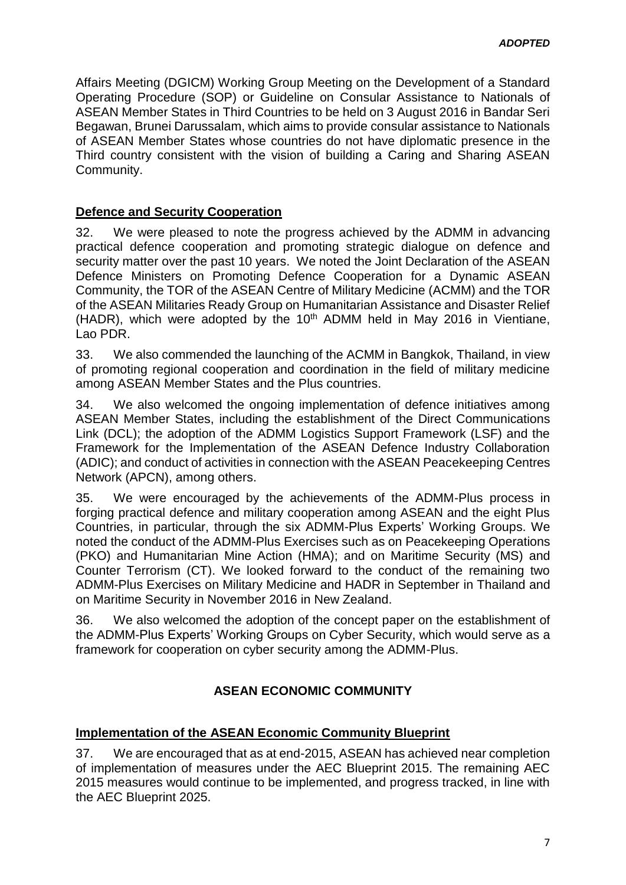Affairs Meeting (DGICM) Working Group Meeting on the Development of a Standard Operating Procedure (SOP) or Guideline on Consular Assistance to Nationals of ASEAN Member States in Third Countries to be held on 3 August 2016 in Bandar Seri Begawan, Brunei Darussalam, which aims to provide consular assistance to Nationals of ASEAN Member States whose countries do not have diplomatic presence in the Third country consistent with the vision of building a Caring and Sharing ASEAN Community.

**Defence and Security Cooperation**

32. We were pleased to note the progress achieved by the ADMM in advancing practical defence cooperation and promoting strategic dialogue on defence and security matter over the past 10 years. We noted the Joint Declaration of the ASEAN Defence Ministers on Promoting Defence Cooperation for a Dynamic ASEAN Community, the TOR of the ASEAN Centre of Military Medicine (ACMM) and the TOR of the ASEAN Militaries Ready Group on Humanitarian Assistance and Disaster Relief (HADR), which were adopted by the 10th ADMM held in May 2016 in Vientiane, Lao PDR.

33. We also commended the launching of the ACMM in Bangkok, Thailand, in view of promoting regional cooperation and coordination in the field of military medicine among ASEAN Member States and the Plus countries.

34. We also welcomed the ongoing implementation of defence initiatives among ASEAN Member States, including the establishment of the Direct Communications Link (DCL); the adoption of the ADMM Logistics Support Framework (LSF) and the Framework for the Implementation of the ASEAN Defence Industry Collaboration (ADIC); and conduct of activities in connection with the ASEAN Peacekeeping Centres Network (APCN), among others.

35. We were encouraged by the achievements of the ADMM-Plus process in forging practical defence and military cooperation among ASEAN and the eight Plus Countries, in particular, through the six ADMM-Plus Experts' Working Groups. We noted the conduct of the ADMM-Plus Exercises such as on Peacekeeping Operations (PKO) and Humanitarian Mine Action (HMA); and on Maritime Security (MS) and Counter Terrorism (CT). We looked forward to the conduct of the remaining two ADMM-Plus Exercises on Military Medicine and HADR in September in Thailand and on Maritime Security in November 2016 in New Zealand.

36. We also welcomed the adoption of the concept paper on the establishment of the ADMM-Plus Experts' Working Groups on Cyber Security, which would serve as a framework for cooperation on cyber security among the ADMM-Plus.

## ASEAN ECONOMIC COMMUNITY

**Implementation of the ASEAN Economic Community Blueprint**

37. We are encouraged that as at end-2015, ASEAN has achieved near completion of implementation of measures under the AEC Blueprint 2015. The remaining AEC 2015 measures would continue to be implemented, and progress tracked, in line with the AEC Blueprint 2025.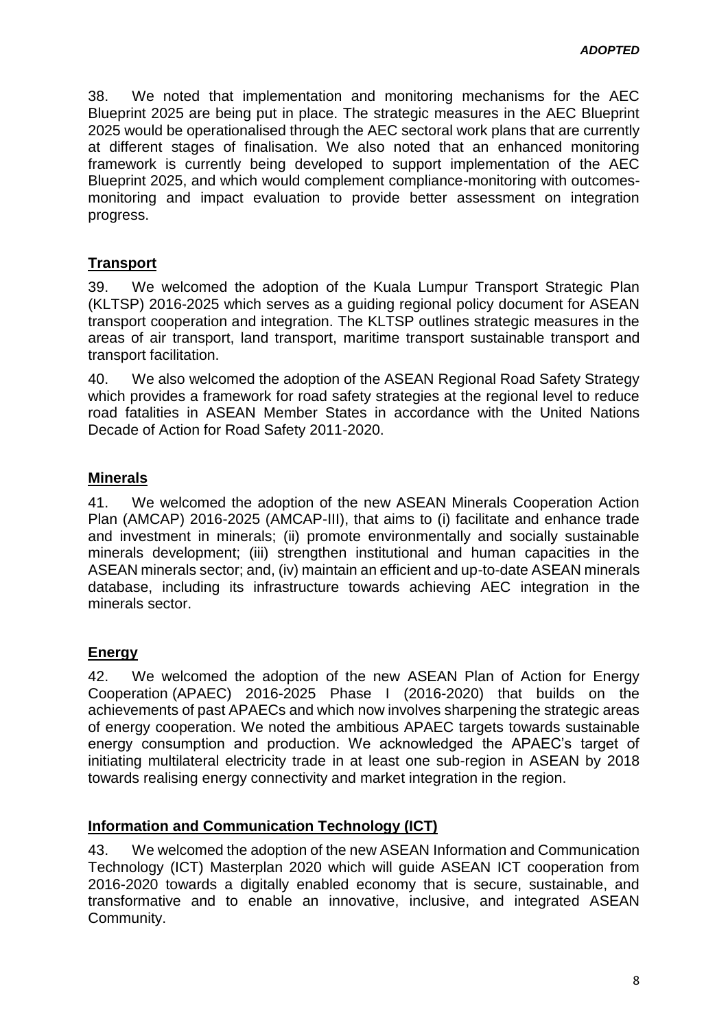38. We noted that implementation and monitoring mechanisms for the AEC Blueprint 2025 are being put in place. The strategic measures in the AEC Blueprint 2025 would be operationalised through the AEC sectoral work plans that are currently at different stages of finalisation. We also noted that an enhanced monitoring framework is currently being developed to support implementation of the AEC Blueprint 2025, and which would complement compliance-monitoring with outcomes-monitoring and impact evaluation to provide better assessment on integration progress.

## Transport

39. We welcomed the adoption of the Kuala Lumpur Transport Strategic Plan (KLTSP) 2016-2025 which serves as a guiding regional policy document for ASEAN transport cooperation and integration. The KLTSP outlines strategic measures in the areas of air transport, land transport, maritime transport sustainable transport and transport facilitation.

40. We also welcomed the adoption of the ASEAN Regional Road Safety Strategy which provides a framework for road safety strategies at the regional level to reduce road fatalities in ASEAN Member States in accordance with the United Nations Decade of Action for Road Safety 2011-2020.

## Minerals

41. We welcomed the adoption of the new ASEAN Minerals Cooperation Action Plan (AMCAP) 2016-2025 (AMCAP-III), that aims to (i) facilitate and enhance trade and investment in minerals; (ii) promote environmentally and socially sustainable minerals development; (iii) strengthen institutional and human capacities in the ASEAN minerals sector; and, (iv) maintain an efficient and up-to-date ASEAN minerals database, including its infrastructure towards achieving AEC integration in the minerals sector.

## Energy

42. We welcomed the adoption of the new ASEAN Plan of Action for Energy Cooperation (APAEC) 2016-2025 Phase I (2016-2020) that builds on the achievements of past APAECs and which now involves sharpening the strategic areas of energy cooperation. We noted the ambitious APAEC targets towards sustainable energy consumption and production. We acknowledged the APAEC's target of initiating multilateral electricity trade in at least one sub-region in ASEAN by 2018 towards realising energy connectivity and market integration in the region.

## Information and Communication Technology (ICT)

43. We welcomed the adoption of the new ASEAN Information and Communication Technology (ICT) Masterplan 2020 which will guide ASEAN ICT cooperation from 2016-2020 towards a digitally enabled economy that is secure, sustainable, and transformative and to enable an innovative, inclusive, and integrated ASEAN Community.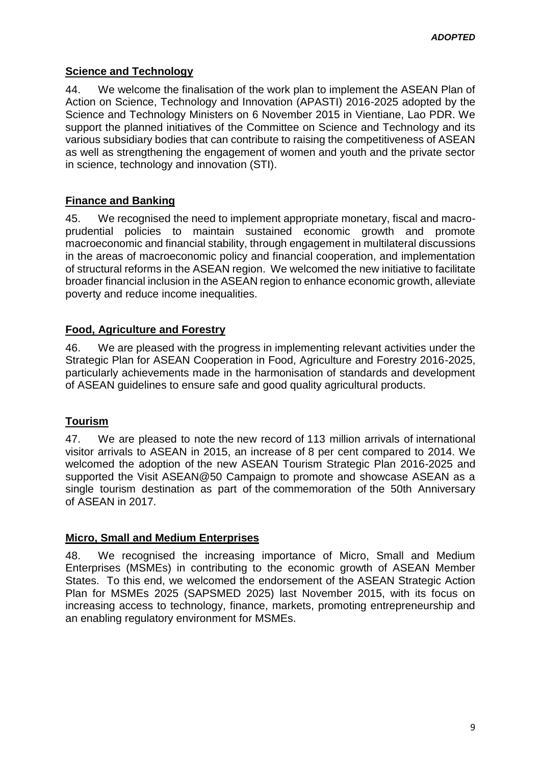## Science and Technology

44. We welcome the finalisation of the work plan to implement the ASEAN Plan of Action on Science, Technology and Innovation (APASTI) 2016-2025 adopted by the Science and Technology Ministers on 6 November 2015 in Vientiane, Lao PDR. We support the planned initiatives of the Committee on Science and Technology and its various subsidiary bodies that can contribute to raising the competitiveness of ASEAN as well as strengthening the engagement of women and youth and the private sector in science, technology and innovation (STI).

## Finance and Banking

45. We recognised the need to implement appropriate monetary, fiscal and macro-prudential policies to maintain sustained economic growth and promote macroeconomic and financial stability, through engagement in multilateral discussions in the areas of macroeconomic policy and financial cooperation, and implementation of structural reforms in the ASEAN region. We welcomed the new initiative to facilitate broader financial inclusion in the ASEAN region to enhance economic growth, alleviate poverty and reduce income inequalities.

## Food, Agriculture and Forestry

46. We are pleased with the progress in implementing relevant activities under the Strategic Plan for ASEAN Cooperation in Food, Agriculture and Forestry 2016-2025, particularly achievements made in the harmonisation of standards and development of ASEAN guidelines to ensure safe and good quality agricultural products.

## Tourism

47. We are pleased to note the new record of 113 million arrivals of international visitor arrivals to ASEAN in 2015, an increase of 8 per cent compared to 2014. We welcomed the adoption of the new ASEAN Tourism Strategic Plan 2016-2025 and supported the Visit ASEAN@50 Campaign to promote and showcase ASEAN as a single tourism destination as part of the commemoration of the 50th Anniversary of ASEAN in 2017.

## Micro, Small and Medium Enterprises

48. We recognised the increasing importance of Micro, Small and Medium Enterprises (MSMEs) in contributing to the economic growth of ASEAN Member States. To this end, we welcomed the endorsement of the ASEAN Strategic Action Plan for MSMEs 2025 (SAPSMED 2025) last November 2015, with its focus on increasing access to technology, finance, markets, promoting entrepreneurship and an enabling regulatory environment for MSMEs.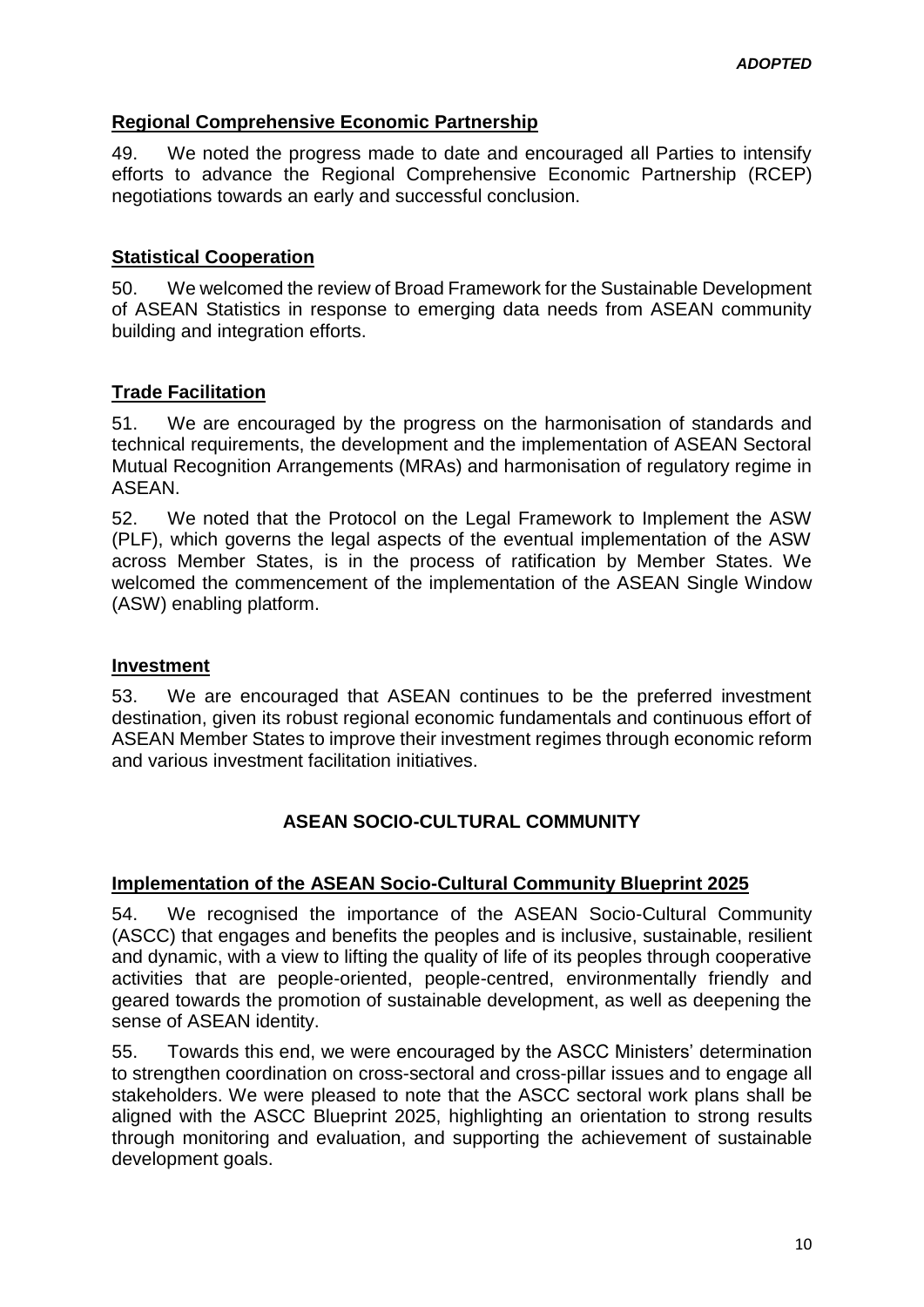**Regional Comprehensive Economic Partnership**

49. We noted the progress made to date and encouraged all Parties to intensify efforts to advance the Regional Comprehensive Economic Partnership (RCEP) negotiations towards an early and successful conclusion.

**Statistical Cooperation**

50. We welcomed the review of Broad Framework for the Sustainable Development of ASEAN Statistics in response to emerging data needs from ASEAN community building and integration efforts.

**Trade Facilitation**

51. We are encouraged by the progress on the harmonisation of standards and technical requirements, the development and the implementation of ASEAN Sectoral Mutual Recognition Arrangements (MRAs) and harmonisation of regulatory regime in ASEAN.

52. We noted that the Protocol on the Legal Framework to Implement the ASW (PLF), which governs the legal aspects of the eventual implementation of the ASW across Member States, is in the process of ratification by Member States. We welcomed the commencement of the implementation of the ASEAN Single Window (ASW) enabling platform.

**Investment**

53. We are encouraged that ASEAN continues to be the preferred investment destination, given its robust regional economic fundamentals and continuous effort of ASEAN Member States to improve their investment regimes through economic reform and various investment facilitation initiatives.

## ASEAN SOCIO-CULTURAL COMMUNITY

**Implementation of the ASEAN Socio-Cultural Community Blueprint 2025**

54. We recognised the importance of the ASEAN Socio-Cultural Community (ASCC) that engages and benefits the peoples and is inclusive, sustainable, resilient and dynamic, with a view to lifting the quality of life of its peoples through cooperative activities that are people-oriented, people-centred, environmentally friendly and geared towards the promotion of sustainable development, as well as deepening the sense of ASEAN identity.

55. Towards this end, we were encouraged by the ASCC Ministers' determination to strengthen coordination on cross-sectoral and cross-pillar issues and to engage all stakeholders. We were pleased to note that the ASCC sectoral work plans shall be aligned with the ASCC Blueprint 2025, highlighting an orientation to strong results through monitoring and evaluation, and supporting the achievement of sustainable development goals.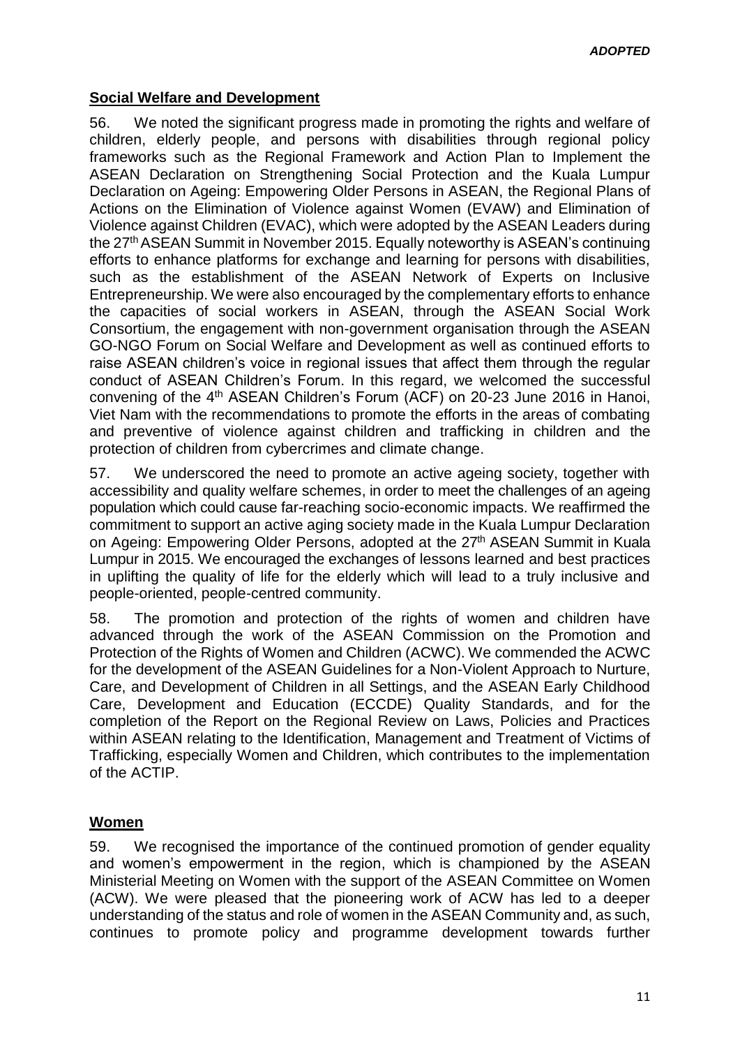## **Social Welfare and Development**

56. We noted the significant progress made in promoting the rights and welfare of children, elderly people, and persons with disabilities through regional policy frameworks such as the Regional Framework and Action Plan to Implement the ASEAN Declaration on Strengthening Social Protection and the Kuala Lumpur Declaration on Ageing: Empowering Older Persons in ASEAN, the Regional Plans of Actions on the Elimination of Violence against Women (EVAW) and Elimination of Violence against Children (EVAC), which were adopted by the ASEAN Leaders during the 27th ASEAN Summit in November 2015. Equally noteworthy is ASEAN's continuing efforts to enhance platforms for exchange and learning for persons with disabilities, such as the establishment of the ASEAN Network of Experts on Inclusive Entrepreneurship. We were also encouraged by the complementary efforts to enhance the capacities of social workers in ASEAN, through the ASEAN Social Work Consortium, the engagement with non-government organisation through the ASEAN GO-NGO Forum on Social Welfare and Development as well as continued efforts to raise ASEAN children's voice in regional issues that affect them through the regular conduct of ASEAN Children's Forum. In this regard, we welcomed the successful convening of the 4th ASEAN Children's Forum (ACF) on 20-23 June 2016 in Hanoi, Viet Nam with the recommendations to promote the efforts in the areas of combating and preventive of violence against children and trafficking in children and the protection of children from cybercrimes and climate change.

57. We underscored the need to promote an active ageing society, together with accessibility and quality welfare schemes, in order to meet the challenges of an ageing population which could cause far-reaching socio-economic impacts. We reaffirmed the commitment to support an active aging society made in the Kuala Lumpur Declaration on Ageing: Empowering Older Persons, adopted at the 27th ASEAN Summit in Kuala Lumpur in 2015. We encouraged the exchanges of lessons learned and best practices in uplifting the quality of life for the elderly which will lead to a truly inclusive and people-oriented, people-centred community.

58. The promotion and protection of the rights of women and children have advanced through the work of the ASEAN Commission on the Promotion and Protection of the Rights of Women and Children (ACWC). We commended the ACWC for the development of the ASEAN Guidelines for a Non-Violent Approach to Nurture, Care, and Development of Children in all Settings, and the ASEAN Early Childhood Care, Development and Education (ECCDE) Quality Standards, and for the completion of the Report on the Regional Review on Laws, Policies and Practices within ASEAN relating to the Identification, Management and Treatment of Victims of Trafficking, especially Women and Children, which contributes to the implementation of the ACTIP.

## **Women**

59. We recognised the importance of the continued promotion of gender equality and women's empowerment in the region, which is championed by the ASEAN Ministerial Meeting on Women with the support of the ASEAN Committee on Women (ACW). We were pleased that the pioneering work of ACW has led to a deeper understanding of the status and role of women in the ASEAN Community and, as such, continues to promote policy and programme development towards further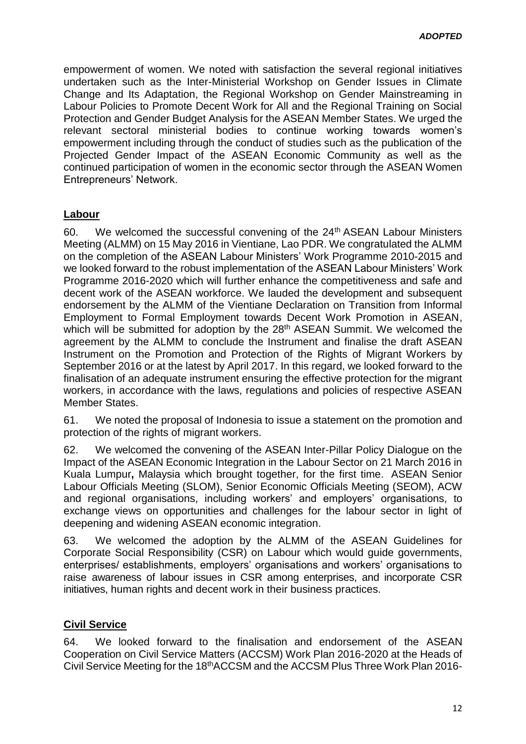empowerment of women. We noted with satisfaction the several regional initiatives undertaken such as the Inter-Ministerial Workshop on Gender Issues in Climate Change and Its Adaptation, the Regional Workshop on Gender Mainstreaming in Labour Policies to Promote Decent Work for All and the Regional Training on Social Protection and Gender Budget Analysis for the ASEAN Member States. We urged the relevant sectoral ministerial bodies to continue working towards women's empowerment including through the conduct of studies such as the publication of the Projected Gender Impact of the ASEAN Economic Community as well as the continued participation of women in the economic sector through the ASEAN Women Entrepreneurs' Network.

## Labour

60. We welcomed the successful convening of the 24th ASEAN Labour Ministers Meeting (ALMM) on 15 May 2016 in Vientiane, Lao PDR. We congratulated the ALMM on the completion of the ASEAN Labour Ministers' Work Programme 2010-2015 and we looked forward to the robust implementation of the ASEAN Labour Ministers' Work Programme 2016-2020 which will further enhance the competitiveness and safe and decent work of the ASEAN workforce. We lauded the development and subsequent endorsement by the ALMM of the Vientiane Declaration on Transition from Informal Employment to Formal Employment towards Decent Work Promotion in ASEAN, which will be submitted for adoption by the 28th ASEAN Summit. We welcomed the agreement by the ALMM to conclude the Instrument and finalise the draft ASEAN Instrument on the Promotion and Protection of the Rights of Migrant Workers by September 2016 or at the latest by April 2017. In this regard, we looked forward to the finalisation of an adequate instrument ensuring the effective protection for the migrant workers, in accordance with the laws, regulations and policies of respective ASEAN Member States.

61. We noted the proposal of Indonesia to issue a statement on the promotion and protection of the rights of migrant workers.

62. We welcomed the convening of the ASEAN Inter-Pillar Policy Dialogue on the Impact of the ASEAN Economic Integration in the Labour Sector on 21 March 2016 in Kuala Lumpur**,** Malaysia which brought together, for the first time. ASEAN Senior Labour Officials Meeting (SLOM), Senior Economic Officials Meeting (SEOM), ACW and regional organisations, including workers' and employers' organisations, to exchange views on opportunities and challenges for the labour sector in light of deepening and widening ASEAN economic integration.

63. We welcomed the adoption by the ALMM of the ASEAN Guidelines for Corporate Social Responsibility (CSR) on Labour which would guide governments, enterprises/ establishments, employers' organisations and workers' organisations to raise awareness of labour issues in CSR among enterprises, and incorporate CSR initiatives, human rights and decent work in their business practices.

## Civil Service

64. We looked forward to the finalisation and endorsement of the ASEAN Cooperation on Civil Service Matters (ACCSM) Work Plan 2016-2020 at the Heads of Civil Service Meeting for the 18thACCSM and the ACCSM Plus Three Work Plan 2016-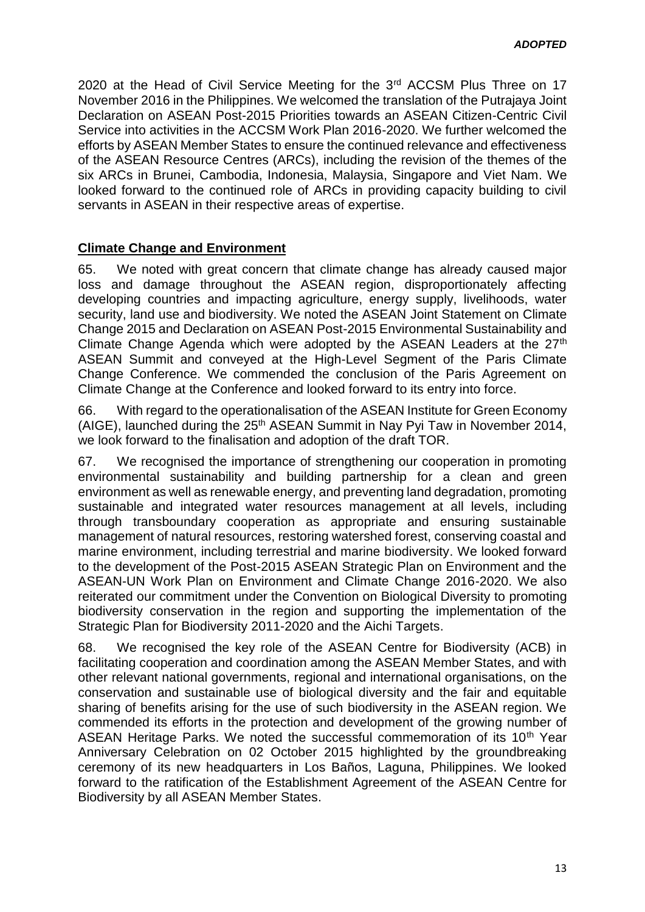*ADOPTED*

2020 at the Head of Civil Service Meeting for the 3rd ACCSM Plus Three on 17 November 2016 in the Philippines. We welcomed the translation of the Putrajaya Joint Declaration on ASEAN Post-2015 Priorities towards an ASEAN Citizen-Centric Civil Service into activities in the ACCSM Work Plan 2016-2020. We further welcomed the efforts by ASEAN Member States to ensure the continued relevance and effectiveness of the ASEAN Resource Centres (ARCs), including the revision of the themes of the six ARCs in Brunei, Cambodia, Indonesia, Malaysia, Singapore and Viet Nam. We looked forward to the continued role of ARCs in providing capacity building to civil servants in ASEAN in their respective areas of expertise.

**Climate Change and Environment**

65. We noted with great concern that climate change has already caused major loss and damage throughout the ASEAN region, disproportionately affecting developing countries and impacting agriculture, energy supply, livelihoods, water security, land use and biodiversity. We noted the ASEAN Joint Statement on Climate Change 2015 and Declaration on ASEAN Post-2015 Environmental Sustainability and Climate Change Agenda which were adopted by the ASEAN Leaders at the 27th ASEAN Summit and conveyed at the High-Level Segment of the Paris Climate Change Conference. We commended the conclusion of the Paris Agreement on Climate Change at the Conference and looked forward to its entry into force.

66. With regard to the operationalisation of the ASEAN Institute for Green Economy (AIGE), launched during the 25th ASEAN Summit in Nay Pyi Taw in November 2014, we look forward to the finalisation and adoption of the draft TOR.

67. We recognised the importance of strengthening our cooperation in promoting environmental sustainability and building partnership for a clean and green environment as well as renewable energy, and preventing land degradation, promoting sustainable and integrated water resources management at all levels, including through transboundary cooperation as appropriate and ensuring sustainable management of natural resources, restoring watershed forest, conserving coastal and marine environment, including terrestrial and marine biodiversity. We looked forward to the development of the Post-2015 ASEAN Strategic Plan on Environment and the ASEAN-UN Work Plan on Environment and Climate Change 2016-2020. We also reiterated our commitment under the Convention on Biological Diversity to promoting biodiversity conservation in the region and supporting the implementation of the Strategic Plan for Biodiversity 2011-2020 and the Aichi Targets.

68. We recognised the key role of the ASEAN Centre for Biodiversity (ACB) in facilitating cooperation and coordination among the ASEAN Member States, and with other relevant national governments, regional and international organisations, on the conservation and sustainable use of biological diversity and the fair and equitable sharing of benefits arising for the use of such biodiversity in the ASEAN region. We commended its efforts in the protection and development of the growing number of ASEAN Heritage Parks. We noted the successful commemoration of its 10th Year Anniversary Celebration on 02 October 2015 highlighted by the groundbreaking ceremony of its new headquarters in Los Baños, Laguna, Philippines. We looked forward to the ratification of the Establishment Agreement of the ASEAN Centre for Biodiversity by all ASEAN Member States.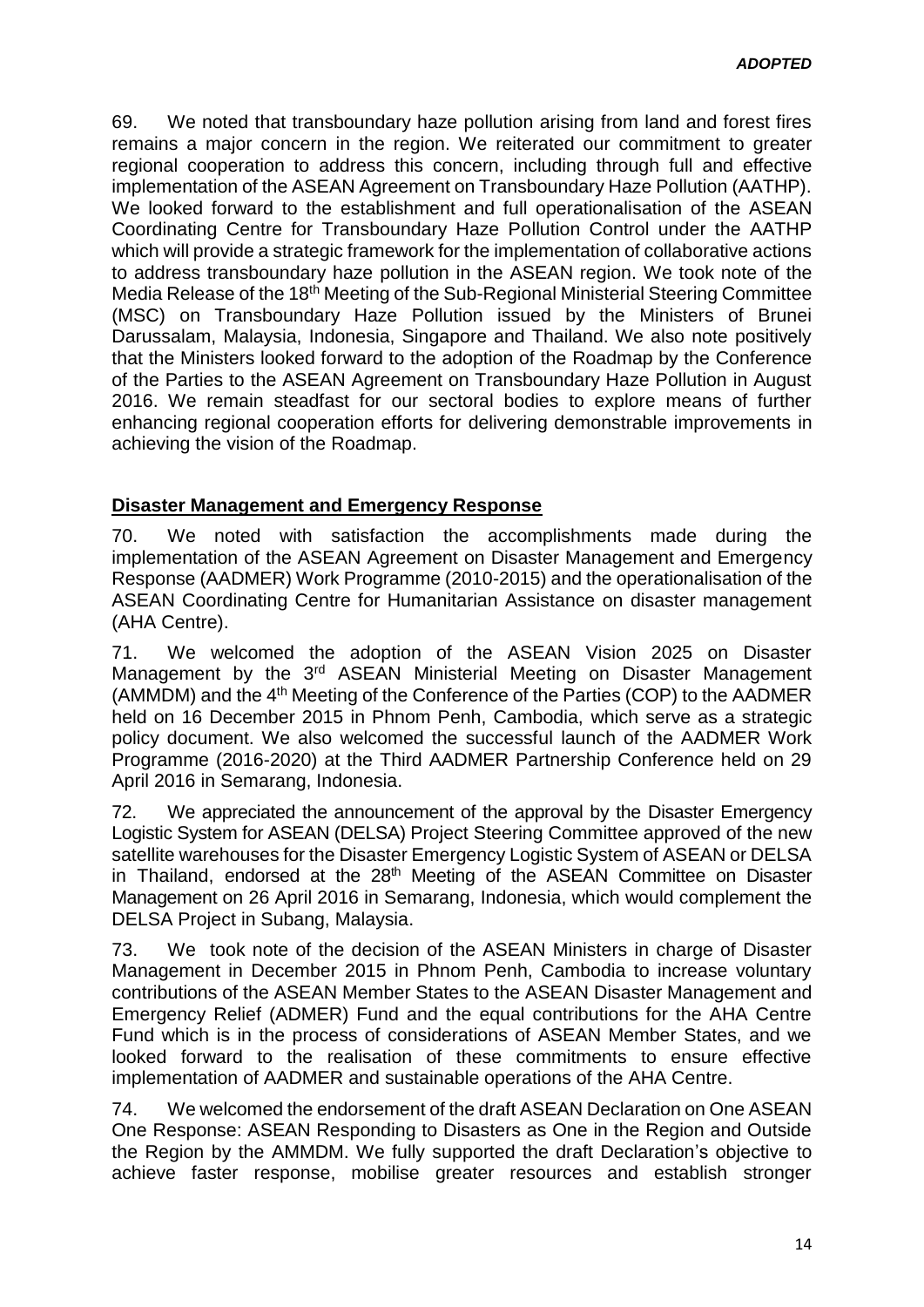69. We noted that transboundary haze pollution arising from land and forest fires remains a major concern in the region. We reiterated our commitment to greater regional cooperation to address this concern, including through full and effective implementation of the ASEAN Agreement on Transboundary Haze Pollution (AATHP). We looked forward to the establishment and full operationalisation of the ASEAN Coordinating Centre for Transboundary Haze Pollution Control under the AATHP which will provide a strategic framework for the implementation of collaborative actions to address transboundary haze pollution in the ASEAN region. We took note of the Media Release of the 18th Meeting of the Sub-Regional Ministerial Steering Committee (MSC) on Transboundary Haze Pollution issued by the Ministers of Brunei Darussalam, Malaysia, Indonesia, Singapore and Thailand. We also note positively that the Ministers looked forward to the adoption of the Roadmap by the Conference of the Parties to the ASEAN Agreement on Transboundary Haze Pollution in August 2016. We remain steadfast for our sectoral bodies to explore means of further enhancing regional cooperation efforts for delivering demonstrable improvements in achieving the vision of the Roadmap.

## Disaster Management and Emergency Response

70. We noted with satisfaction the accomplishments made during the implementation of the ASEAN Agreement on Disaster Management and Emergency Response (AADMER) Work Programme (2010-2015) and the operationalisation of the ASEAN Coordinating Centre for Humanitarian Assistance on disaster management (AHA Centre).

71. We welcomed the adoption of the ASEAN Vision 2025 on Disaster Management by the 3rd ASEAN Ministerial Meeting on Disaster Management (AMMDM) and the 4th Meeting of the Conference of the Parties (COP) to the AADMER held on 16 December 2015 in Phnom Penh, Cambodia, which serve as a strategic policy document. We also welcomed the successful launch of the AADMER Work Programme (2016-2020) at the Third AADMER Partnership Conference held on 29 April 2016 in Semarang, Indonesia.

72. We appreciated the announcement of the approval by the Disaster Emergency Logistic System for ASEAN (DELSA) Project Steering Committee approved of the new satellite warehouses for the Disaster Emergency Logistic System of ASEAN or DELSA in Thailand, endorsed at the 28th Meeting of the ASEAN Committee on Disaster Management on 26 April 2016 in Semarang, Indonesia, which would complement the DELSA Project in Subang, Malaysia.

73. We took note of the decision of the ASEAN Ministers in charge of Disaster Management in December 2015 in Phnom Penh, Cambodia to increase voluntary contributions of the ASEAN Member States to the ASEAN Disaster Management and Emergency Relief (ADMER) Fund and the equal contributions for the AHA Centre Fund which is in the process of considerations of ASEAN Member States, and we looked forward to the realisation of these commitments to ensure effective implementation of AADMER and sustainable operations of the AHA Centre.

74. We welcomed the endorsement of the draft ASEAN Declaration on One ASEAN One Response: ASEAN Responding to Disasters as One in the Region and Outside the Region by the AMMDM. We fully supported the draft Declaration's objective to achieve faster response, mobilise greater resources and establish stronger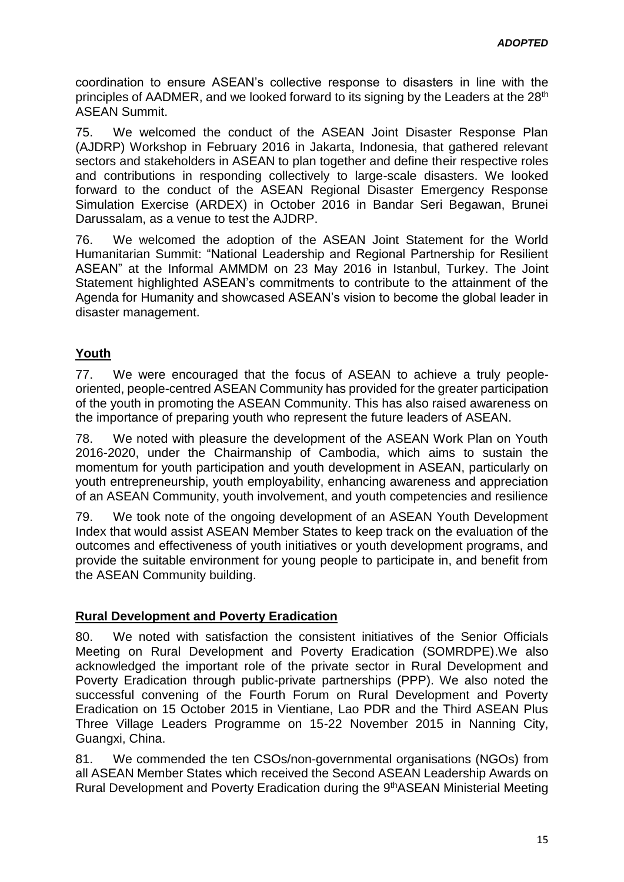coordination to ensure ASEAN's collective response to disasters in line with the principles of AADMER, and we looked forward to its signing by the Leaders at the 28th ASEAN Summit.

75. We welcomed the conduct of the ASEAN Joint Disaster Response Plan (AJDRP) Workshop in February 2016 in Jakarta, Indonesia, that gathered relevant sectors and stakeholders in ASEAN to plan together and define their respective roles and contributions in responding collectively to large-scale disasters. We looked forward to the conduct of the ASEAN Regional Disaster Emergency Response Simulation Exercise (ARDEX) in October 2016 in Bandar Seri Begawan, Brunei Darussalam, as a venue to test the AJDRP.

76. We welcomed the adoption of the ASEAN Joint Statement for the World Humanitarian Summit: "National Leadership and Regional Partnership for Resilient ASEAN" at the Informal AMMDM on 23 May 2016 in Istanbul, Turkey. The Joint Statement highlighted ASEAN's commitments to contribute to the attainment of the Agenda for Humanity and showcased ASEAN's vision to become the global leader in disaster management.

**Youth**

77. We were encouraged that the focus of ASEAN to achieve a truly people-oriented, people-centred ASEAN Community has provided for the greater participation of the youth in promoting the ASEAN Community. This has also raised awareness on the importance of preparing youth who represent the future leaders of ASEAN.

78. We noted with pleasure the development of the ASEAN Work Plan on Youth 2016-2020, under the Chairmanship of Cambodia, which aims to sustain the momentum for youth participation and youth development in ASEAN, particularly on youth entrepreneurship, youth employability, enhancing awareness and appreciation of an ASEAN Community, youth involvement, and youth competencies and resilience

79. We took note of the ongoing development of an ASEAN Youth Development Index that would assist ASEAN Member States to keep track on the evaluation of the outcomes and effectiveness of youth initiatives or youth development programs, and provide the suitable environment for young people to participate in, and benefit from the ASEAN Community building.

**Rural Development and Poverty Eradication**

80. We noted with satisfaction the consistent initiatives of the Senior Officials Meeting on Rural Development and Poverty Eradication (SOMRDPE).We also acknowledged the important role of the private sector in Rural Development and Poverty Eradication through public-private partnerships (PPP). We also noted the successful convening of the Fourth Forum on Rural Development and Poverty Eradication on 15 October 2015 in Vientiane, Lao PDR and the Third ASEAN Plus Three Village Leaders Programme on 15-22 November 2015 in Nanning City, Guangxi, China.

81. We commended the ten CSOs/non-governmental organisations (NGOs) from all ASEAN Member States which received the Second ASEAN Leadership Awards on Rural Development and Poverty Eradication during the 9th ASEAN Ministerial Meeting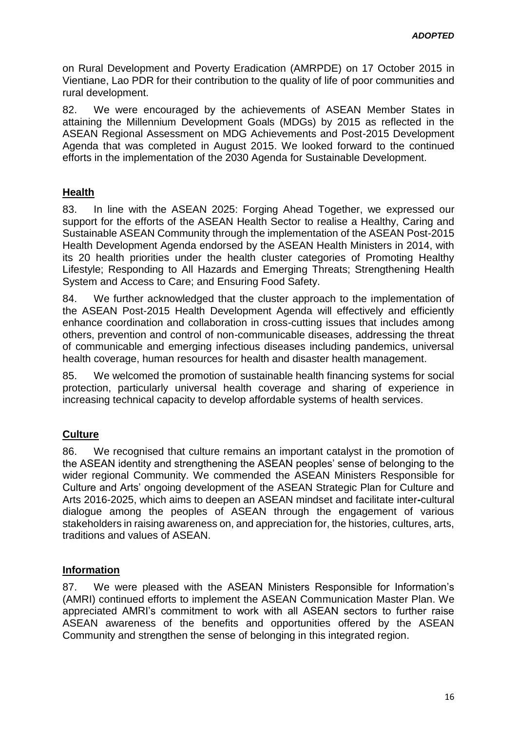on Rural Development and Poverty Eradication (AMRPDE) on 17 October 2015 in Vientiane, Lao PDR for their contribution to the quality of life of poor communities and rural development.

82. We were encouraged by the achievements of ASEAN Member States in attaining the Millennium Development Goals (MDGs) by 2015 as reflected in the ASEAN Regional Assessment on MDG Achievements and Post-2015 Development Agenda that was completed in August 2015. We looked forward to the continued efforts in the implementation of the 2030 Agenda for Sustainable Development.

## Health

83. In line with the ASEAN 2025: Forging Ahead Together, we expressed our support for the efforts of the ASEAN Health Sector to realise a Healthy, Caring and Sustainable ASEAN Community through the implementation of the ASEAN Post-2015 Health Development Agenda endorsed by the ASEAN Health Ministers in 2014, with its 20 health priorities under the health cluster categories of Promoting Healthy Lifestyle; Responding to All Hazards and Emerging Threats; Strengthening Health System and Access to Care; and Ensuring Food Safety.

84. We further acknowledged that the cluster approach to the implementation of the ASEAN Post-2015 Health Development Agenda will effectively and efficiently enhance coordination and collaboration in cross-cutting issues that includes among others, prevention and control of non-communicable diseases, addressing the threat of communicable and emerging infectious diseases including pandemics, universal health coverage, human resources for health and disaster health management.

85. We welcomed the promotion of sustainable health financing systems for social protection, particularly universal health coverage and sharing of experience in increasing technical capacity to develop affordable systems of health services.

## Culture

86. We recognised that culture remains an important catalyst in the promotion of the ASEAN identity and strengthening the ASEAN peoples' sense of belonging to the wider regional Community. We commended the ASEAN Ministers Responsible for Culture and Arts' ongoing development of the ASEAN Strategic Plan for Culture and Arts 2016-2025, which aims to deepen an ASEAN mindset and facilitate inter-cultural dialogue among the peoples of ASEAN through the engagement of various stakeholders in raising awareness on, and appreciation for, the histories, cultures, arts, traditions and values of ASEAN.

## Information

87. We were pleased with the ASEAN Ministers Responsible for Information's (AMRI) continued efforts to implement the ASEAN Communication Master Plan. We appreciated AMRI's commitment to work with all ASEAN sectors to further raise ASEAN awareness of the benefits and opportunities offered by the ASEAN Community and strengthen the sense of belonging in this integrated region.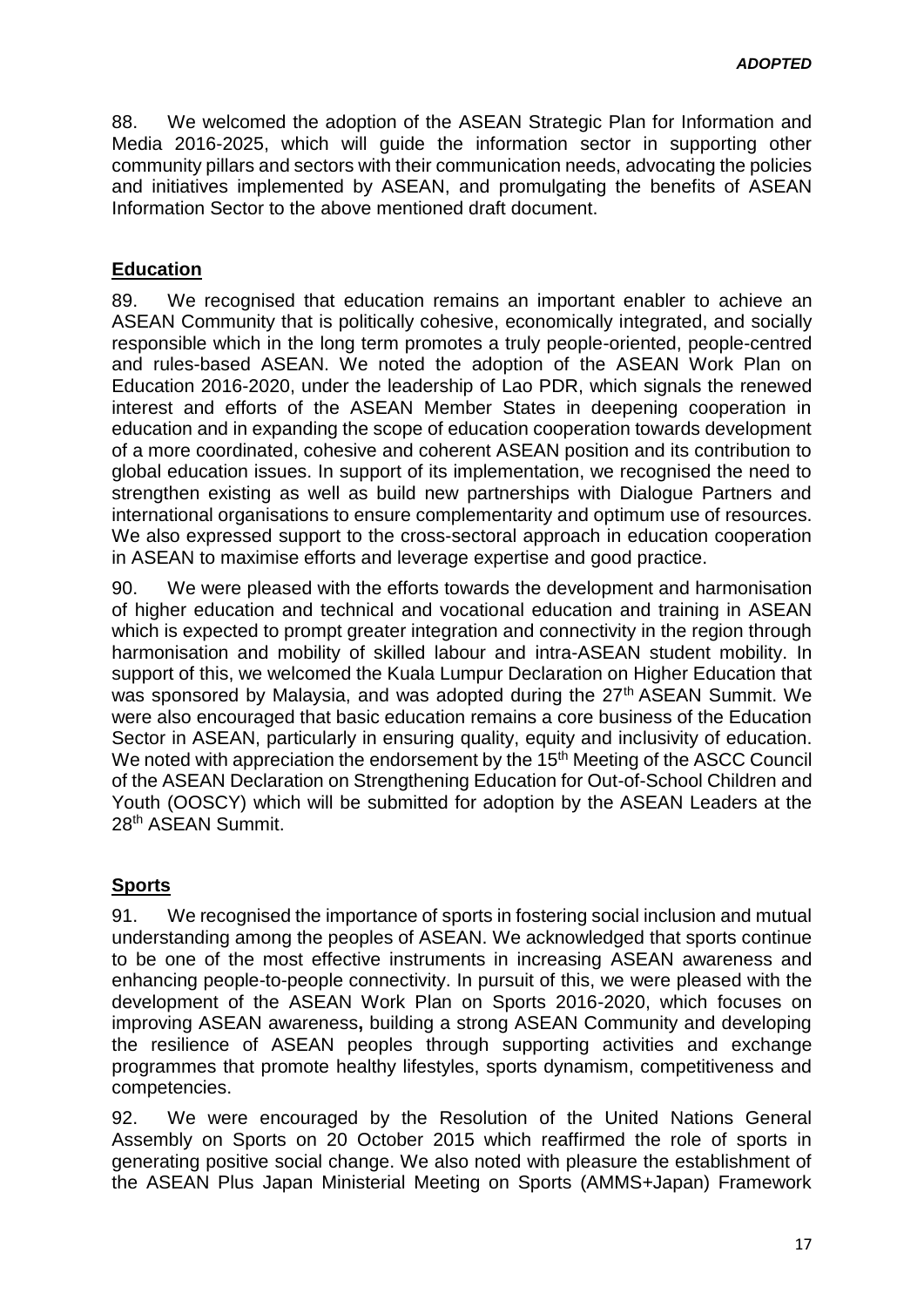*ADOPTED*

88. We welcomed the adoption of the ASEAN Strategic Plan for Information and Media 2016-2025, which will guide the information sector in supporting other community pillars and sectors with their communication needs, advocating the policies and initiatives implemented by ASEAN, and promulgating the benefits of ASEAN Information Sector to the above mentioned draft document.

## Education

89. We recognised that education remains an important enabler to achieve an ASEAN Community that is politically cohesive, economically integrated, and socially responsible which in the long term promotes a truly people-oriented, people-centred and rules-based ASEAN. We noted the adoption of the ASEAN Work Plan on Education 2016-2020, under the leadership of Lao PDR, which signals the renewed interest and efforts of the ASEAN Member States in deepening cooperation in education and in expanding the scope of education cooperation towards development of a more coordinated, cohesive and coherent ASEAN position and its contribution to global education issues. In support of its implementation, we recognised the need to strengthen existing as well as build new partnerships with Dialogue Partners and international organisations to ensure complementarity and optimum use of resources. We also expressed support to the cross-sectoral approach in education cooperation in ASEAN to maximise efforts and leverage expertise and good practice.

90. We were pleased with the efforts towards the development and harmonisation of higher education and technical and vocational education and training in ASEAN which is expected to prompt greater integration and connectivity in the region through harmonisation and mobility of skilled labour and intra-ASEAN student mobility. In support of this, we welcomed the Kuala Lumpur Declaration on Higher Education that was sponsored by Malaysia, and was adopted during the 27th ASEAN Summit. We were also encouraged that basic education remains a core business of the Education Sector in ASEAN, particularly in ensuring quality, equity and inclusivity of education. We noted with appreciation the endorsement by the 15th Meeting of the ASCC Council of the ASEAN Declaration on Strengthening Education for Out-of-School Children and Youth (OOSCY) which will be submitted for adoption by the ASEAN Leaders at the 28th ASEAN Summit.

## Sports

91. We recognised the importance of sports in fostering social inclusion and mutual understanding among the peoples of ASEAN. We acknowledged that sports continue to be one of the most effective instruments in increasing ASEAN awareness and enhancing people-to-people connectivity. In pursuit of this, we were pleased with the development of the ASEAN Work Plan on Sports 2016-2020, which focuses on improving ASEAN awareness**,** building a strong ASEAN Community and developing the resilience of ASEAN peoples through supporting activities and exchange programmes that promote healthy lifestyles, sports dynamism, competitiveness and competencies.

92. We were encouraged by the Resolution of the United Nations General Assembly on Sports on 20 October 2015 which reaffirmed the role of sports in generating positive social change. We also noted with pleasure the establishment of the ASEAN Plus Japan Ministerial Meeting on Sports (AMMS+Japan) Framework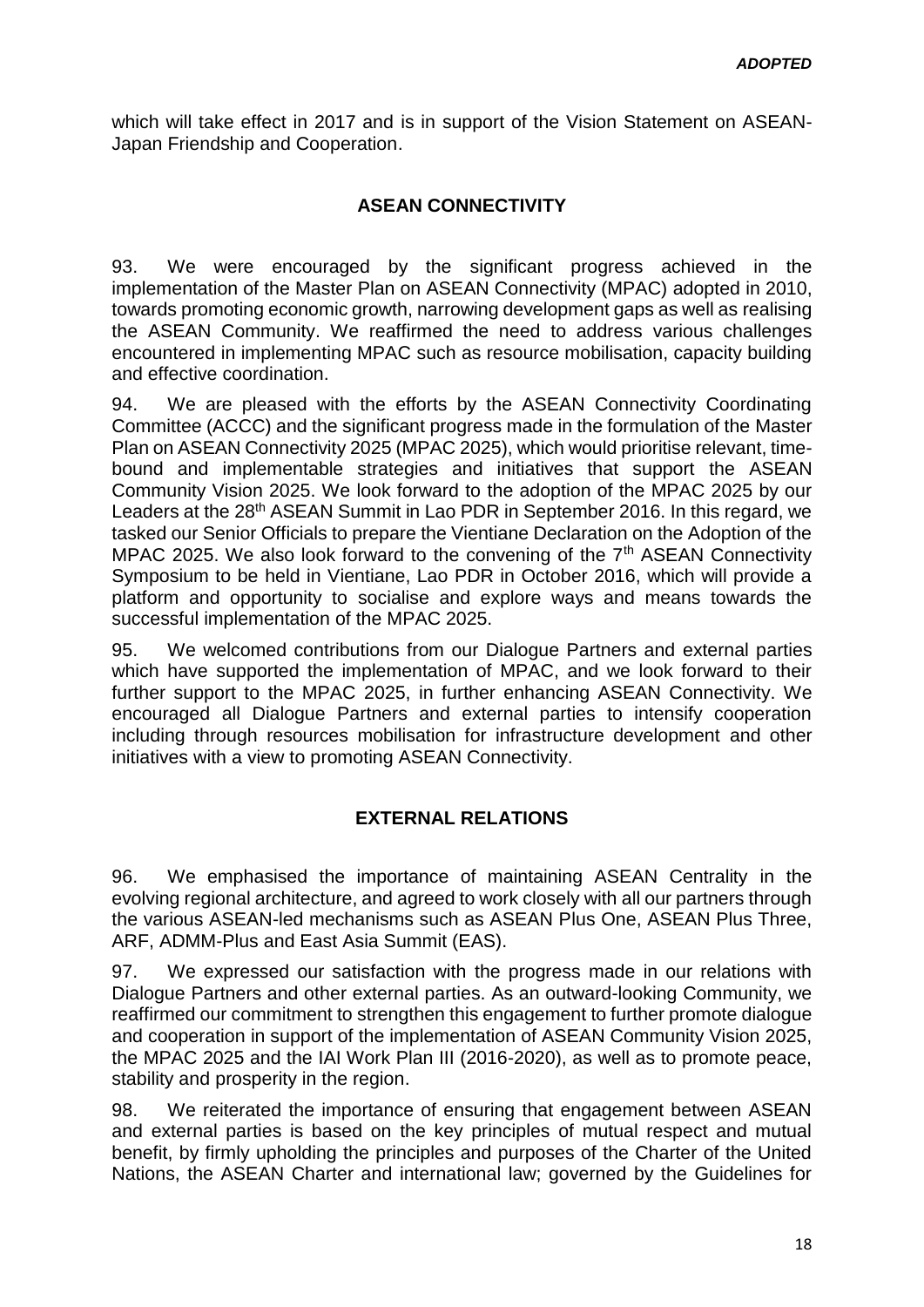which will take effect in 2017 and is in support of the Vision Statement on ASEAN-Japan Friendship and Cooperation.

## ASEAN CONNECTIVITY

93. We were encouraged by the significant progress achieved in the implementation of the Master Plan on ASEAN Connectivity (MPAC) adopted in 2010, towards promoting economic growth, narrowing development gaps as well as realising the ASEAN Community. We reaffirmed the need to address various challenges encountered in implementing MPAC such as resource mobilisation, capacity building and effective coordination.

94. We are pleased with the efforts by the ASEAN Connectivity Coordinating Committee (ACCC) and the significant progress made in the formulation of the Master Plan on ASEAN Connectivity 2025 (MPAC 2025), which would prioritise relevant, time-bound and implementable strategies and initiatives that support the ASEAN Community Vision 2025. We look forward to the adoption of the MPAC 2025 by our Leaders at the 28th ASEAN Summit in Lao PDR in September 2016. In this regard, we tasked our Senior Officials to prepare the Vientiane Declaration on the Adoption of the MPAC 2025. We also look forward to the convening of the 7th ASEAN Connectivity Symposium to be held in Vientiane, Lao PDR in October 2016, which will provide a platform and opportunity to socialise and explore ways and means towards the successful implementation of the MPAC 2025.

95. We welcomed contributions from our Dialogue Partners and external parties which have supported the implementation of MPAC, and we look forward to their further support to the MPAC 2025, in further enhancing ASEAN Connectivity. We encouraged all Dialogue Partners and external parties to intensify cooperation including through resources mobilisation for infrastructure development and other initiatives with a view to promoting ASEAN Connectivity.

## EXTERNAL RELATIONS

96. We emphasised the importance of maintaining ASEAN Centrality in the evolving regional architecture, and agreed to work closely with all our partners through the various ASEAN-led mechanisms such as ASEAN Plus One, ASEAN Plus Three, ARF, ADMM-Plus and East Asia Summit (EAS).

97. We expressed our satisfaction with the progress made in our relations with Dialogue Partners and other external parties. As an outward-looking Community, we reaffirmed our commitment to strengthen this engagement to further promote dialogue and cooperation in support of the implementation of ASEAN Community Vision 2025, the MPAC 2025 and the IAI Work Plan III (2016-2020), as well as to promote peace, stability and prosperity in the region.

98. We reiterated the importance of ensuring that engagement between ASEAN and external parties is based on the key principles of mutual respect and mutual benefit, by firmly upholding the principles and purposes of the Charter of the United Nations, the ASEAN Charter and international law; governed by the Guidelines for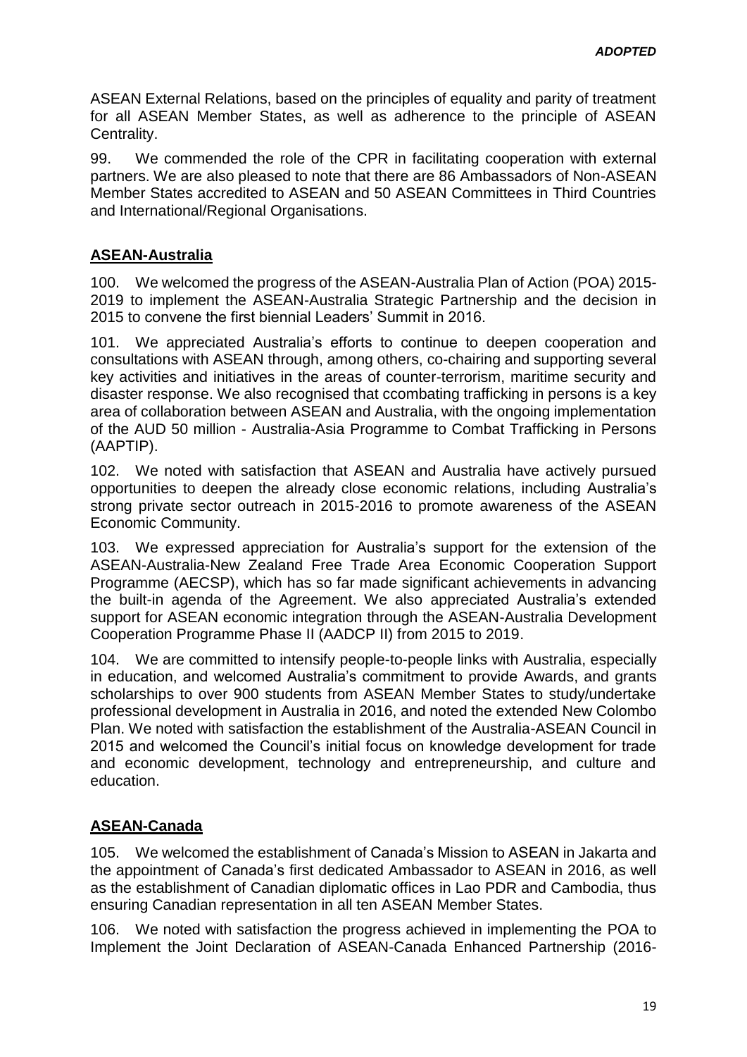ASEAN External Relations, based on the principles of equality and parity of treatment for all ASEAN Member States, as well as adherence to the principle of ASEAN Centrality.

99. We commended the role of the CPR in facilitating cooperation with external partners. We are also pleased to note that there are 86 Ambassadors of Non-ASEAN Member States accredited to ASEAN and 50 ASEAN Committees in Third Countries and International/Regional Organisations.

**ASEAN-Australia**

100. We welcomed the progress of the ASEAN-Australia Plan of Action (POA) 2015-2019 to implement the ASEAN-Australia Strategic Partnership and the decision in 2015 to convene the first biennial Leaders' Summit in 2016.

101. We appreciated Australia's efforts to continue to deepen cooperation and consultations with ASEAN through, among others, co-chairing and supporting several key activities and initiatives in the areas of counter-terrorism, maritime security and disaster response. We also recognised that ccombating trafficking in persons is a key area of collaboration between ASEAN and Australia, with the ongoing implementation of the AUD 50 million - Australia-Asia Programme to Combat Trafficking in Persons (AAPTIP).

102. We noted with satisfaction that ASEAN and Australia have actively pursued opportunities to deepen the already close economic relations, including Australia's strong private sector outreach in 2015-2016 to promote awareness of the ASEAN Economic Community.

103. We expressed appreciation for Australia's support for the extension of the ASEAN-Australia-New Zealand Free Trade Area Economic Cooperation Support Programme (AECSP), which has so far made significant achievements in advancing the built-in agenda of the Agreement. We also appreciated Australia's extended support for ASEAN economic integration through the ASEAN-Australia Development Cooperation Programme Phase II (AADCP II) from 2015 to 2019.

104. We are committed to intensify people-to-people links with Australia, especially in education, and welcomed Australia's commitment to provide Awards, and grants scholarships to over 900 students from ASEAN Member States to study/undertake professional development in Australia in 2016, and noted the extended New Colombo Plan. We noted with satisfaction the establishment of the Australia-ASEAN Council in 2015 and welcomed the Council's initial focus on knowledge development for trade and economic development, technology and entrepreneurship, and culture and education.

**ASEAN-Canada**

105. We welcomed the establishment of Canada's Mission to ASEAN in Jakarta and the appointment of Canada's first dedicated Ambassador to ASEAN in 2016, as well as the establishment of Canadian diplomatic offices in Lao PDR and Cambodia, thus ensuring Canadian representation in all ten ASEAN Member States.

106. We noted with satisfaction the progress achieved in implementing the POA to Implement the Joint Declaration of ASEAN-Canada Enhanced Partnership (2016-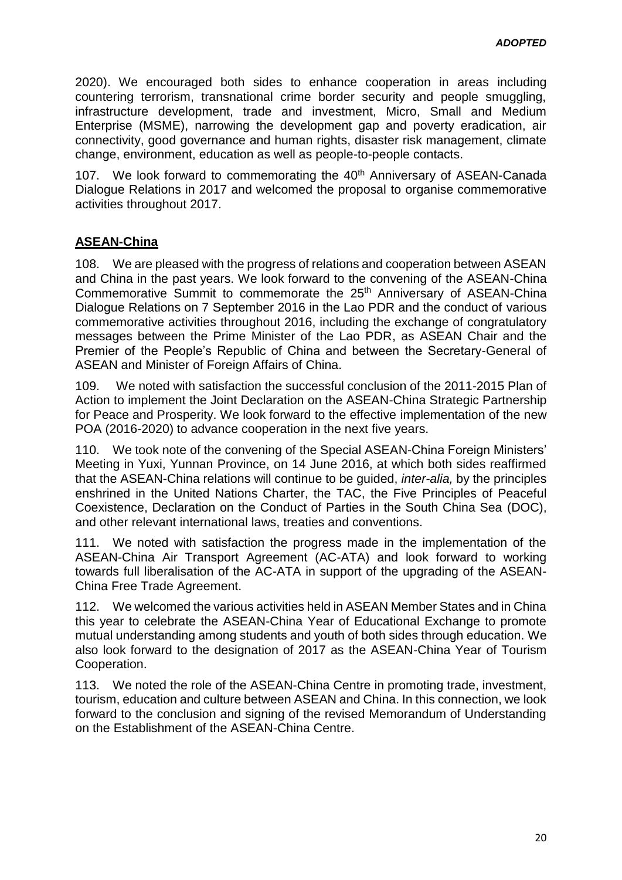2020). We encouraged both sides to enhance cooperation in areas including countering terrorism, transnational crime border security and people smuggling, infrastructure development, trade and investment, Micro, Small and Medium Enterprise (MSME), narrowing the development gap and poverty eradication, air connectivity, good governance and human rights, disaster risk management, climate change, environment, education as well as people-to-people contacts.

107. We look forward to commemorating the 40th Anniversary of ASEAN-Canada Dialogue Relations in 2017 and welcomed the proposal to organise commemorative activities throughout 2017.

**ASEAN-China**

108. We are pleased with the progress of relations and cooperation between ASEAN and China in the past years. We look forward to the convening of the ASEAN-China Commemorative Summit to commemorate the 25th Anniversary of ASEAN-China Dialogue Relations on 7 September 2016 in the Lao PDR and the conduct of various commemorative activities throughout 2016, including the exchange of congratulatory messages between the Prime Minister of the Lao PDR, as ASEAN Chair and the Premier of the People's Republic of China and between the Secretary-General of ASEAN and Minister of Foreign Affairs of China.

109. We noted with satisfaction the successful conclusion of the 2011-2015 Plan of Action to implement the Joint Declaration on the ASEAN-China Strategic Partnership for Peace and Prosperity. We look forward to the effective implementation of the new POA (2016-2020) to advance cooperation in the next five years.

110. We took note of the convening of the Special ASEAN-China Foreign Ministers' Meeting in Yuxi, Yunnan Province, on 14 June 2016, at which both sides reaffirmed that the ASEAN-China relations will continue to be guided, *inter-alia,* by the principles enshrined in the United Nations Charter, the TAC, the Five Principles of Peaceful Coexistence, Declaration on the Conduct of Parties in the South China Sea (DOC), and other relevant international laws, treaties and conventions.

111. We noted with satisfaction the progress made in the implementation of the ASEAN-China Air Transport Agreement (AC-ATA) and look forward to working towards full liberalisation of the AC-ATA in support of the upgrading of the ASEAN-China Free Trade Agreement.

112. We welcomed the various activities held in ASEAN Member States and in China this year to celebrate the ASEAN-China Year of Educational Exchange to promote mutual understanding among students and youth of both sides through education. We also look forward to the designation of 2017 as the ASEAN-China Year of Tourism Cooperation.

113. We noted the role of the ASEAN-China Centre in promoting trade, investment, tourism, education and culture between ASEAN and China. In this connection, we look forward to the conclusion and signing of the revised Memorandum of Understanding on the Establishment of the ASEAN-China Centre.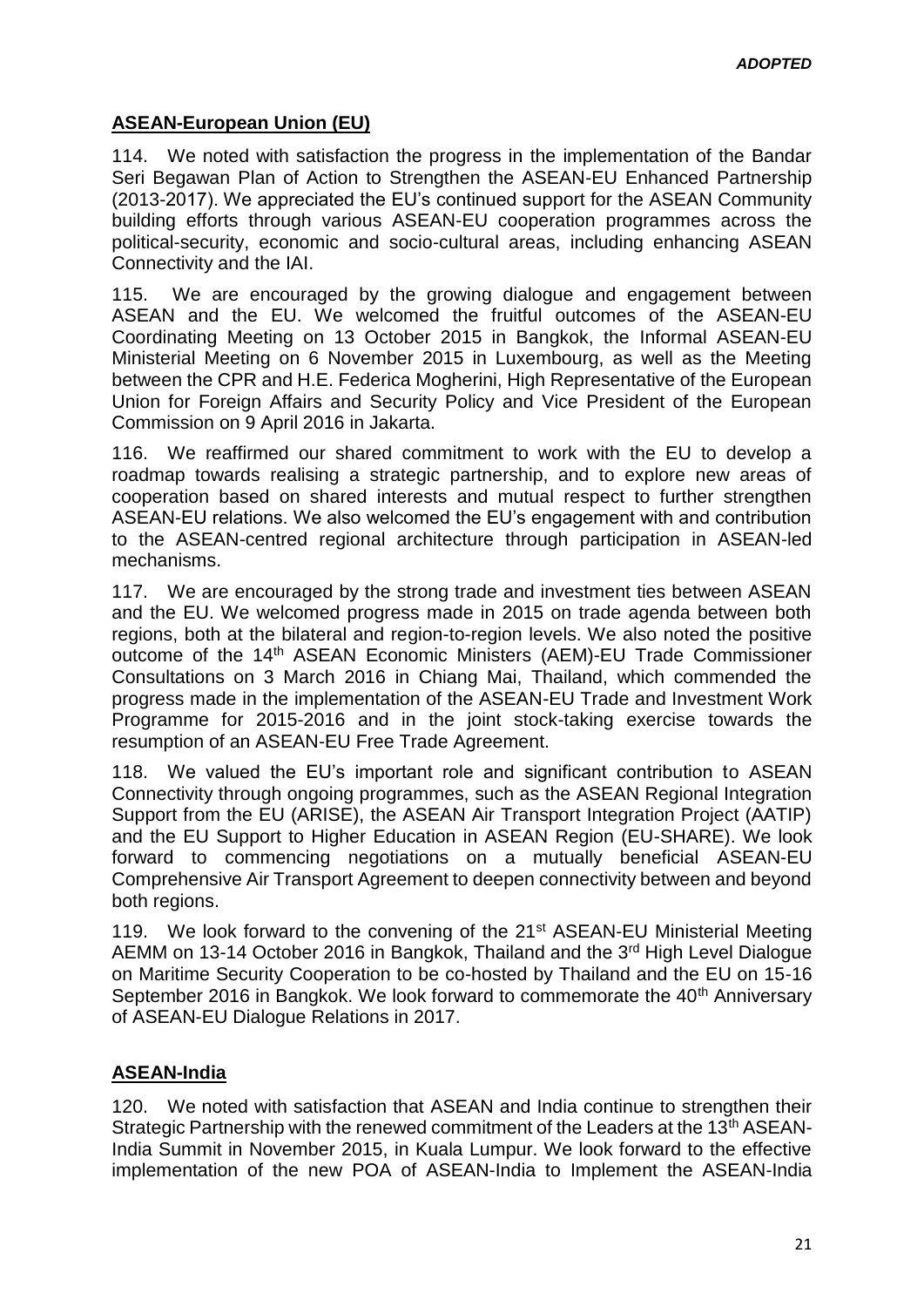## ASEAN-European Union (EU)

114. We noted with satisfaction the progress in the implementation of the Bandar Seri Begawan Plan of Action to Strengthen the ASEAN-EU Enhanced Partnership (2013-2017). We appreciated the EU's continued support for the ASEAN Community building efforts through various ASEAN-EU cooperation programmes across the political-security, economic and socio-cultural areas, including enhancing ASEAN Connectivity and the IAI.

115. We are encouraged by the growing dialogue and engagement between ASEAN and the EU. We welcomed the fruitful outcomes of the ASEAN-EU Coordinating Meeting on 13 October 2015 in Bangkok, the Informal ASEAN-EU Ministerial Meeting on 6 November 2015 in Luxembourg, as well as the Meeting between the CPR and H.E. Federica Mogherini, High Representative of the European Union for Foreign Affairs and Security Policy and Vice President of the European Commission on 9 April 2016 in Jakarta.

116. We reaffirmed our shared commitment to work with the EU to develop a roadmap towards realising a strategic partnership, and to explore new areas of cooperation based on shared interests and mutual respect to further strengthen ASEAN-EU relations. We also welcomed the EU's engagement with and contribution to the ASEAN-centred regional architecture through participation in ASEAN-led mechanisms.

117. We are encouraged by the strong trade and investment ties between ASEAN and the EU. We welcomed progress made in 2015 on trade agenda between both regions, both at the bilateral and region-to-region levels. We also noted the positive outcome of the 14th ASEAN Economic Ministers (AEM)-EU Trade Commissioner Consultations on 3 March 2016 in Chiang Mai, Thailand, which commended the progress made in the implementation of the ASEAN-EU Trade and Investment Work Programme for 2015-2016 and in the joint stock-taking exercise towards the resumption of an ASEAN-EU Free Trade Agreement.

118. We valued the EU's important role and significant contribution to ASEAN Connectivity through ongoing programmes, such as the ASEAN Regional Integration Support from the EU (ARISE), the ASEAN Air Transport Integration Project (AATIP) and the EU Support to Higher Education in ASEAN Region (EU-SHARE). We look forward to commencing negotiations on a mutually beneficial ASEAN-EU Comprehensive Air Transport Agreement to deepen connectivity between and beyond both regions.

119. We look forward to the convening of the 21st ASEAN-EU Ministerial Meeting AEMM on 13-14 October 2016 in Bangkok, Thailand and the 3rd High Level Dialogue on Maritime Security Cooperation to be co-hosted by Thailand and the EU on 15-16 September 2016 in Bangkok. We look forward to commemorate the 40th Anniversary of ASEAN-EU Dialogue Relations in 2017.

## ASEAN-India

120. We noted with satisfaction that ASEAN and India continue to strengthen their Strategic Partnership with the renewed commitment of the Leaders at the 13th ASEAN-India Summit in November 2015, in Kuala Lumpur. We look forward to the effective implementation of the new POA of ASEAN-India to Implement the ASEAN-India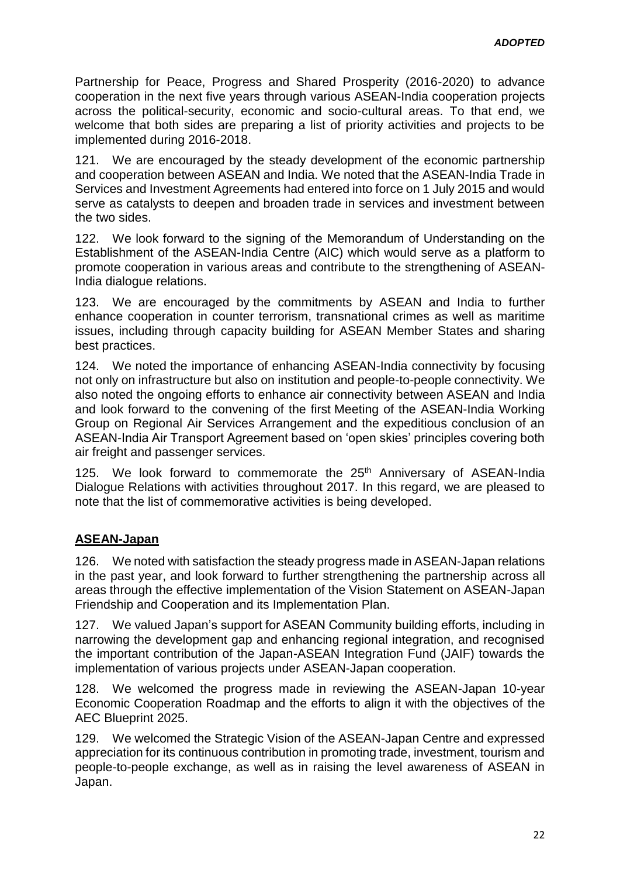Partnership for Peace, Progress and Shared Prosperity (2016-2020) to advance cooperation in the next five years through various ASEAN-India cooperation projects across the political-security, economic and socio-cultural areas. To that end, we welcome that both sides are preparing a list of priority activities and projects to be implemented during 2016-2018.

121. We are encouraged by the steady development of the economic partnership and cooperation between ASEAN and India. We noted that the ASEAN-India Trade in Services and Investment Agreements had entered into force on 1 July 2015 and would serve as catalysts to deepen and broaden trade in services and investment between the two sides.

122. We look forward to the signing of the Memorandum of Understanding on the Establishment of the ASEAN-India Centre (AIC) which would serve as a platform to promote cooperation in various areas and contribute to the strengthening of ASEAN-India dialogue relations.

123. We are encouraged by the commitments by ASEAN and India to further enhance cooperation in counter terrorism, transnational crimes as well as maritime issues, including through capacity building for ASEAN Member States and sharing best practices.

124. We noted the importance of enhancing ASEAN-India connectivity by focusing not only on infrastructure but also on institution and people-to-people connectivity. We also noted the ongoing efforts to enhance air connectivity between ASEAN and India and look forward to the convening of the first Meeting of the ASEAN-India Working Group on Regional Air Services Arrangement and the expeditious conclusion of an ASEAN-India Air Transport Agreement based on 'open skies' principles covering both air freight and passenger services.

125. We look forward to commemorate the 25th Anniversary of ASEAN-India Dialogue Relations with activities throughout 2017. In this regard, we are pleased to note that the list of commemorative activities is being developed.

## ASEAN-Japan

126. We noted with satisfaction the steady progress made in ASEAN-Japan relations in the past year, and look forward to further strengthening the partnership across all areas through the effective implementation of the Vision Statement on ASEAN-Japan Friendship and Cooperation and its Implementation Plan.

127. We valued Japan's support for ASEAN Community building efforts, including in narrowing the development gap and enhancing regional integration, and recognised the important contribution of the Japan-ASEAN Integration Fund (JAIF) towards the implementation of various projects under ASEAN-Japan cooperation.

128. We welcomed the progress made in reviewing the ASEAN-Japan 10-year Economic Cooperation Roadmap and the efforts to align it with the objectives of the AEC Blueprint 2025.

129. We welcomed the Strategic Vision of the ASEAN-Japan Centre and expressed appreciation for its continuous contribution in promoting trade, investment, tourism and people-to-people exchange, as well as in raising the level awareness of ASEAN in Japan.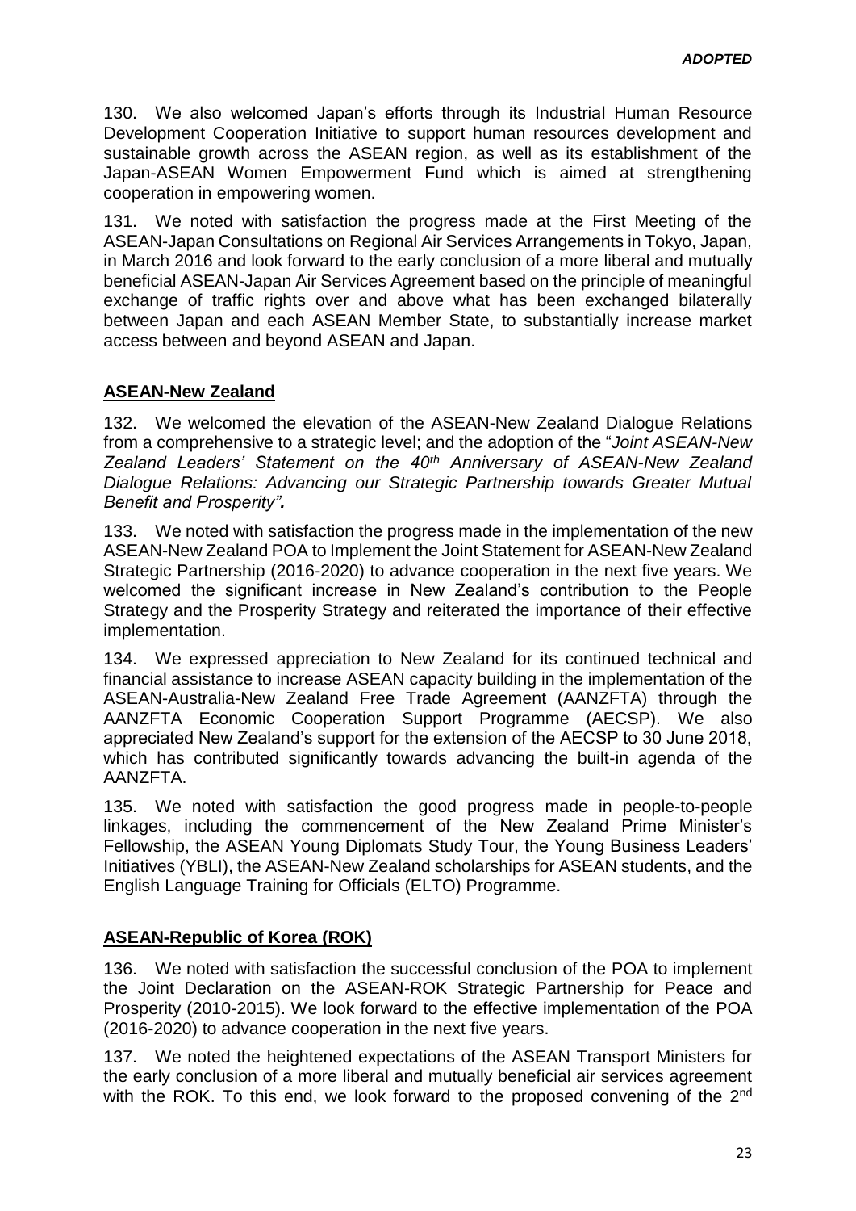130. We also welcomed Japan's efforts through its Industrial Human Resource Development Cooperation Initiative to support human resources development and sustainable growth across the ASEAN region, as well as its establishment of the Japan-ASEAN Women Empowerment Fund which is aimed at strengthening cooperation in empowering women.

131. We noted with satisfaction the progress made at the First Meeting of the ASEAN-Japan Consultations on Regional Air Services Arrangements in Tokyo, Japan, in March 2016 and look forward to the early conclusion of a more liberal and mutually beneficial ASEAN-Japan Air Services Agreement based on the principle of meaningful exchange of traffic rights over and above what has been exchanged bilaterally between Japan and each ASEAN Member State, to substantially increase market access between and beyond ASEAN and Japan.

**ASEAN-New Zealand**

132. We welcomed the elevation of the ASEAN-New Zealand Dialogue Relations from a comprehensive to a strategic level; and the adoption of the "*Joint ASEAN-New Zealand Leaders' Statement on the 40th Anniversary of ASEAN-New Zealand Dialogue Relations: Advancing our Strategic Partnership towards Greater Mutual Benefit and Prosperity".*

133. We noted with satisfaction the progress made in the implementation of the new ASEAN-New Zealand POA to Implement the Joint Statement for ASEAN-New Zealand Strategic Partnership (2016-2020) to advance cooperation in the next five years. We welcomed the significant increase in New Zealand's contribution to the People Strategy and the Prosperity Strategy and reiterated the importance of their effective implementation.

134. We expressed appreciation to New Zealand for its continued technical and financial assistance to increase ASEAN capacity building in the implementation of the ASEAN-Australia-New Zealand Free Trade Agreement (AANZFTA) through the AANZFTA Economic Cooperation Support Programme (AECSP). We also appreciated New Zealand's support for the extension of the AECSP to 30 June 2018, which has contributed significantly towards advancing the built-in agenda of the AANZFTA.

135. We noted with satisfaction the good progress made in people-to-people linkages, including the commencement of the New Zealand Prime Minister's Fellowship, the ASEAN Young Diplomats Study Tour, the Young Business Leaders' Initiatives (YBLI), the ASEAN-New Zealand scholarships for ASEAN students, and the English Language Training for Officials (ELTO) Programme.

**ASEAN-Republic of Korea (ROK)**

136. We noted with satisfaction the successful conclusion of the POA to implement the Joint Declaration on the ASEAN-ROK Strategic Partnership for Peace and Prosperity (2010-2015). We look forward to the effective implementation of the POA (2016-2020) to advance cooperation in the next five years.

137. We noted the heightened expectations of the ASEAN Transport Ministers for the early conclusion of a more liberal and mutually beneficial air services agreement with the ROK. To this end, we look forward to the proposed convening of the 2nd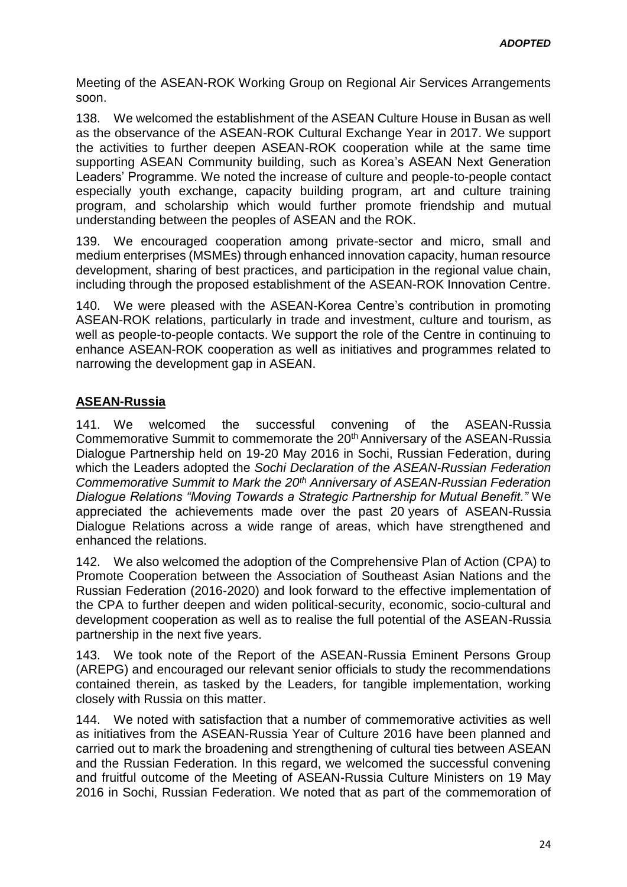Meeting of the ASEAN-ROK Working Group on Regional Air Services Arrangements soon.

138. We welcomed the establishment of the ASEAN Culture House in Busan as well as the observance of the ASEAN-ROK Cultural Exchange Year in 2017. We support the activities to further deepen ASEAN-ROK cooperation while at the same time supporting ASEAN Community building, such as Korea's ASEAN Next Generation Leaders' Programme. We noted the increase of culture and people-to-people contact especially youth exchange, capacity building program, art and culture training program, and scholarship which would further promote friendship and mutual understanding between the peoples of ASEAN and the ROK.

139. We encouraged cooperation among private-sector and micro, small and medium enterprises (MSMEs) through enhanced innovation capacity, human resource development, sharing of best practices, and participation in the regional value chain, including through the proposed establishment of the ASEAN-ROK Innovation Centre.

140. We were pleased with the ASEAN-Korea Centre's contribution in promoting ASEAN-ROK relations, particularly in trade and investment, culture and tourism, as well as people-to-people contacts. We support the role of the Centre in continuing to enhance ASEAN-ROK cooperation as well as initiatives and programmes related to narrowing the development gap in ASEAN.

## ASEAN-Russia

141. We welcomed the successful convening of the ASEAN-Russia Commemorative Summit to commemorate the 20th Anniversary of the ASEAN-Russia Dialogue Partnership held on 19-20 May 2016 in Sochi, Russian Federation, during which the Leaders adopted the *Sochi Declaration of the ASEAN-Russian Federation Commemorative Summit to Mark the 20th Anniversary of ASEAN-Russian Federation Dialogue Relations "Moving Towards a Strategic Partnership for Mutual Benefit."* We appreciated the achievements made over the past 20 years of ASEAN-Russia Dialogue Relations across a wide range of areas, which have strengthened and enhanced the relations.

142. We also welcomed the adoption of the Comprehensive Plan of Action (CPA) to Promote Cooperation between the Association of Southeast Asian Nations and the Russian Federation (2016-2020) and look forward to the effective implementation of the CPA to further deepen and widen political-security, economic, socio-cultural and development cooperation as well as to realise the full potential of the ASEAN-Russia partnership in the next five years.

143. We took note of the Report of the ASEAN-Russia Eminent Persons Group (AREPG) and encouraged our relevant senior officials to study the recommendations contained therein, as tasked by the Leaders, for tangible implementation, working closely with Russia on this matter.

144. We noted with satisfaction that a number of commemorative activities as well as initiatives from the ASEAN-Russia Year of Culture 2016 have been planned and carried out to mark the broadening and strengthening of cultural ties between ASEAN and the Russian Federation. In this regard, we welcomed the successful convening and fruitful outcome of the Meeting of ASEAN-Russia Culture Ministers on 19 May 2016 in Sochi, Russian Federation. We noted that as part of the commemoration of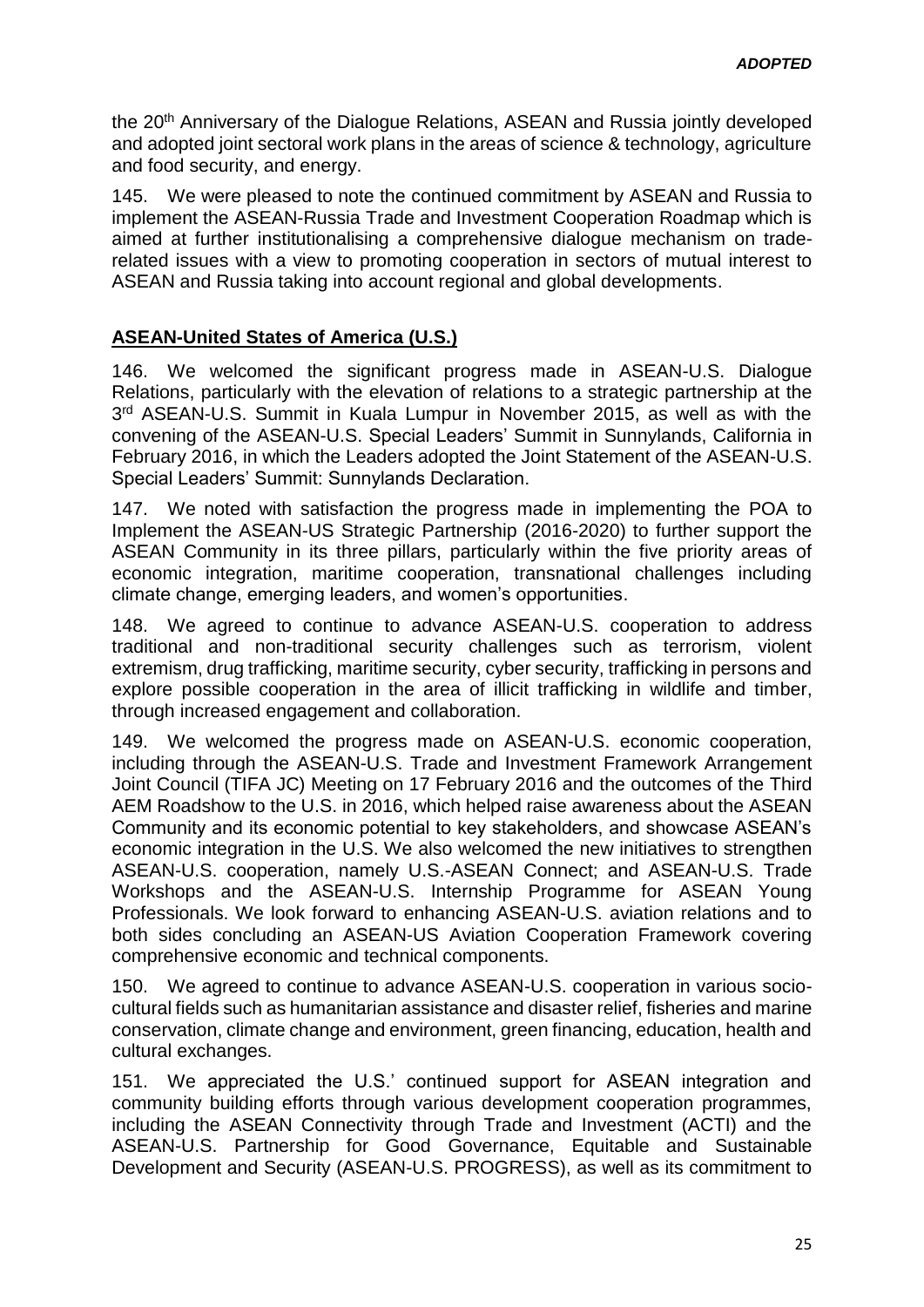the 20th Anniversary of the Dialogue Relations, ASEAN and Russia jointly developed and adopted joint sectoral work plans in the areas of science & technology, agriculture and food security, and energy.

145. We were pleased to note the continued commitment by ASEAN and Russia to implement the ASEAN-Russia Trade and Investment Cooperation Roadmap which is aimed at further institutionalising a comprehensive dialogue mechanism on trade-related issues with a view to promoting cooperation in sectors of mutual interest to ASEAN and Russia taking into account regional and global developments.

**ASEAN-United States of America (U.S.)**

146. We welcomed the significant progress made in ASEAN-U.S. Dialogue Relations, particularly with the elevation of relations to a strategic partnership at the 3rd ASEAN-U.S. Summit in Kuala Lumpur in November 2015, as well as with the convening of the ASEAN-U.S. Special Leaders' Summit in Sunnylands, California in February 2016, in which the Leaders adopted the Joint Statement of the ASEAN-U.S. Special Leaders' Summit: Sunnylands Declaration.

147. We noted with satisfaction the progress made in implementing the POA to Implement the ASEAN-US Strategic Partnership (2016-2020) to further support the ASEAN Community in its three pillars, particularly within the five priority areas of economic integration, maritime cooperation, transnational challenges including climate change, emerging leaders, and women's opportunities.

148. We agreed to continue to advance ASEAN-U.S. cooperation to address traditional and non-traditional security challenges such as terrorism, violent extremism, drug trafficking, maritime security, cyber security, trafficking in persons and explore possible cooperation in the area of illicit trafficking in wildlife and timber, through increased engagement and collaboration.

149. We welcomed the progress made on ASEAN-U.S. economic cooperation, including through the ASEAN-U.S. Trade and Investment Framework Arrangement Joint Council (TIFA JC) Meeting on 17 February 2016 and the outcomes of the Third AEM Roadshow to the U.S. in 2016, which helped raise awareness about the ASEAN Community and its economic potential to key stakeholders, and showcase ASEAN's economic integration in the U.S. We also welcomed the new initiatives to strengthen ASEAN-U.S. cooperation, namely U.S.-ASEAN Connect; and ASEAN-U.S. Trade Workshops and the ASEAN-U.S. Internship Programme for ASEAN Young Professionals. We look forward to enhancing ASEAN-U.S. aviation relations and to both sides concluding an ASEAN-US Aviation Cooperation Framework covering comprehensive economic and technical components.

150. We agreed to continue to advance ASEAN-U.S. cooperation in various socio-cultural fields such as humanitarian assistance and disaster relief, fisheries and marine conservation, climate change and environment, green financing, education, health and cultural exchanges.

151. We appreciated the U.S.' continued support for ASEAN integration and community building efforts through various development cooperation programmes, including the ASEAN Connectivity through Trade and Investment (ACTI) and the ASEAN-U.S. Partnership for Good Governance, Equitable and Sustainable Development and Security (ASEAN-U.S. PROGRESS), as well as its commitment to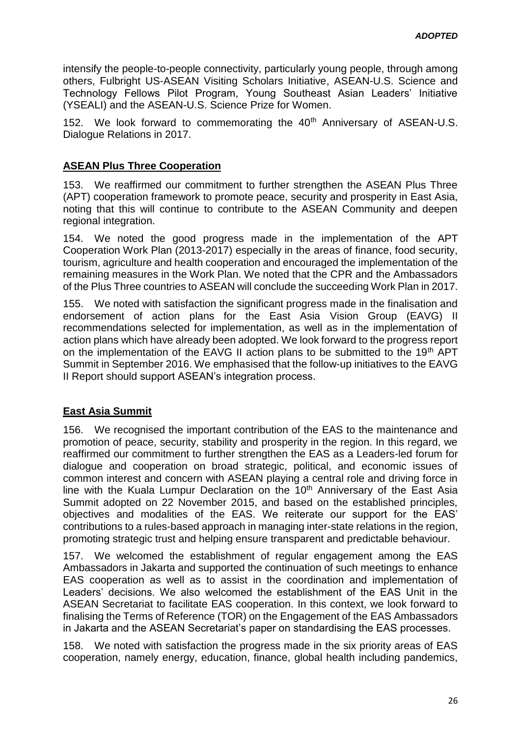intensify the people-to-people connectivity, particularly young people, through among others, Fulbright US-ASEAN Visiting Scholars Initiative, ASEAN-U.S. Science and Technology Fellows Pilot Program, Young Southeast Asian Leaders' Initiative (YSEALI) and the ASEAN-U.S. Science Prize for Women.

152. We look forward to commemorating the 40th Anniversary of ASEAN-U.S. Dialogue Relations in 2017.

## ASEAN Plus Three Cooperation

153. We reaffirmed our commitment to further strengthen the ASEAN Plus Three (APT) cooperation framework to promote peace, security and prosperity in East Asia, noting that this will continue to contribute to the ASEAN Community and deepen regional integration.

154. We noted the good progress made in the implementation of the APT Cooperation Work Plan (2013-2017) especially in the areas of finance, food security, tourism, agriculture and health cooperation and encouraged the implementation of the remaining measures in the Work Plan. We noted that the CPR and the Ambassadors of the Plus Three countries to ASEAN will conclude the succeeding Work Plan in 2017.

155. We noted with satisfaction the significant progress made in the finalisation and endorsement of action plans for the East Asia Vision Group (EAVG) II recommendations selected for implementation, as well as in the implementation of action plans which have already been adopted. We look forward to the progress report on the implementation of the EAVG II action plans to be submitted to the 19th APT Summit in September 2016. We emphasised that the follow-up initiatives to the EAVG II Report should support ASEAN's integration process.

## East Asia Summit

156. We recognised the important contribution of the EAS to the maintenance and promotion of peace, security, stability and prosperity in the region. In this regard, we reaffirmed our commitment to further strengthen the EAS as a Leaders-led forum for dialogue and cooperation on broad strategic, political, and economic issues of common interest and concern with ASEAN playing a central role and driving force in line with the Kuala Lumpur Declaration on the 10th Anniversary of the East Asia Summit adopted on 22 November 2015, and based on the established principles, objectives and modalities of the EAS. We reiterate our support for the EAS' contributions to a rules-based approach in managing inter-state relations in the region, promoting strategic trust and helping ensure transparent and predictable behaviour.

157. We welcomed the establishment of regular engagement among the EAS Ambassadors in Jakarta and supported the continuation of such meetings to enhance EAS cooperation as well as to assist in the coordination and implementation of Leaders' decisions. We also welcomed the establishment of the EAS Unit in the ASEAN Secretariat to facilitate EAS cooperation. In this context, we look forward to finalising the Terms of Reference (TOR) on the Engagement of the EAS Ambassadors in Jakarta and the ASEAN Secretariat's paper on standardising the EAS processes.

158. We noted with satisfaction the progress made in the six priority areas of EAS cooperation, namely energy, education, finance, global health including pandemics,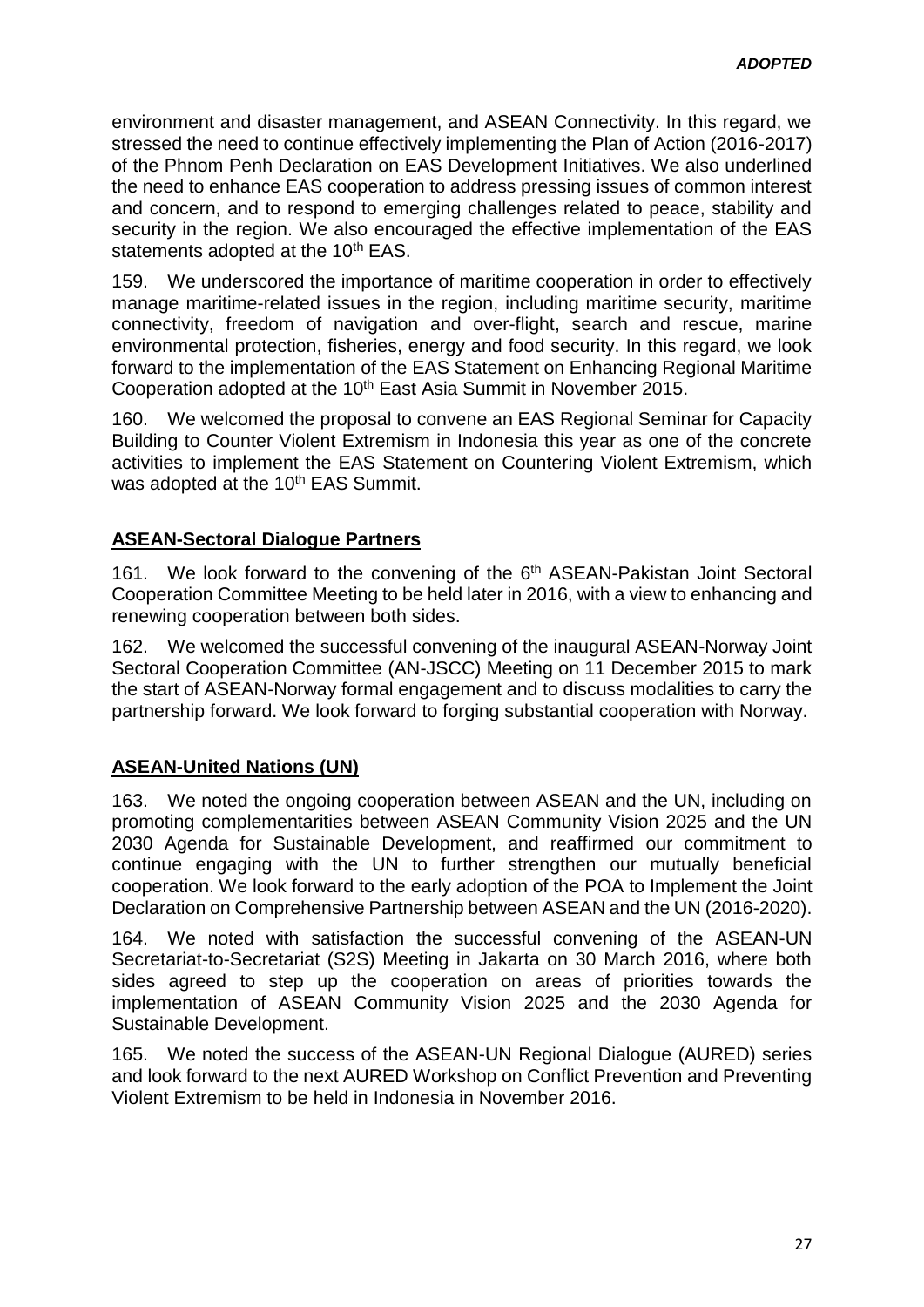environment and disaster management, and ASEAN Connectivity. In this regard, we stressed the need to continue effectively implementing the Plan of Action (2016-2017) of the Phnom Penh Declaration on EAS Development Initiatives. We also underlined the need to enhance EAS cooperation to address pressing issues of common interest and concern, and to respond to emerging challenges related to peace, stability and security in the region. We also encouraged the effective implementation of the EAS statements adopted at the 10th EAS.

159. We underscored the importance of maritime cooperation in order to effectively manage maritime-related issues in the region, including maritime security, maritime connectivity, freedom of navigation and over-flight, search and rescue, marine environmental protection, fisheries, energy and food security. In this regard, we look forward to the implementation of the EAS Statement on Enhancing Regional Maritime Cooperation adopted at the 10th East Asia Summit in November 2015.

160. We welcomed the proposal to convene an EAS Regional Seminar for Capacity Building to Counter Violent Extremism in Indonesia this year as one of the concrete activities to implement the EAS Statement on Countering Violent Extremism, which was adopted at the 10th EAS Summit.

**ASEAN-Sectoral Dialogue Partners**

161. We look forward to the convening of the 6th ASEAN-Pakistan Joint Sectoral Cooperation Committee Meeting to be held later in 2016, with a view to enhancing and renewing cooperation between both sides.

162. We welcomed the successful convening of the inaugural ASEAN-Norway Joint Sectoral Cooperation Committee (AN-JSCC) Meeting on 11 December 2015 to mark the start of ASEAN-Norway formal engagement and to discuss modalities to carry the partnership forward. We look forward to forging substantial cooperation with Norway.

**ASEAN-United Nations (UN)**

163. We noted the ongoing cooperation between ASEAN and the UN, including on promoting complementarities between ASEAN Community Vision 2025 and the UN 2030 Agenda for Sustainable Development, and reaffirmed our commitment to continue engaging with the UN to further strengthen our mutually beneficial cooperation. We look forward to the early adoption of the POA to Implement the Joint Declaration on Comprehensive Partnership between ASEAN and the UN (2016-2020).

164. We noted with satisfaction the successful convening of the ASEAN-UN Secretariat-to-Secretariat (S2S) Meeting in Jakarta on 30 March 2016, where both sides agreed to step up the cooperation on areas of priorities towards the implementation of ASEAN Community Vision 2025 and the 2030 Agenda for Sustainable Development.

165. We noted the success of the ASEAN-UN Regional Dialogue (AURED) series and look forward to the next AURED Workshop on Conflict Prevention and Preventing Violent Extremism to be held in Indonesia in November 2016.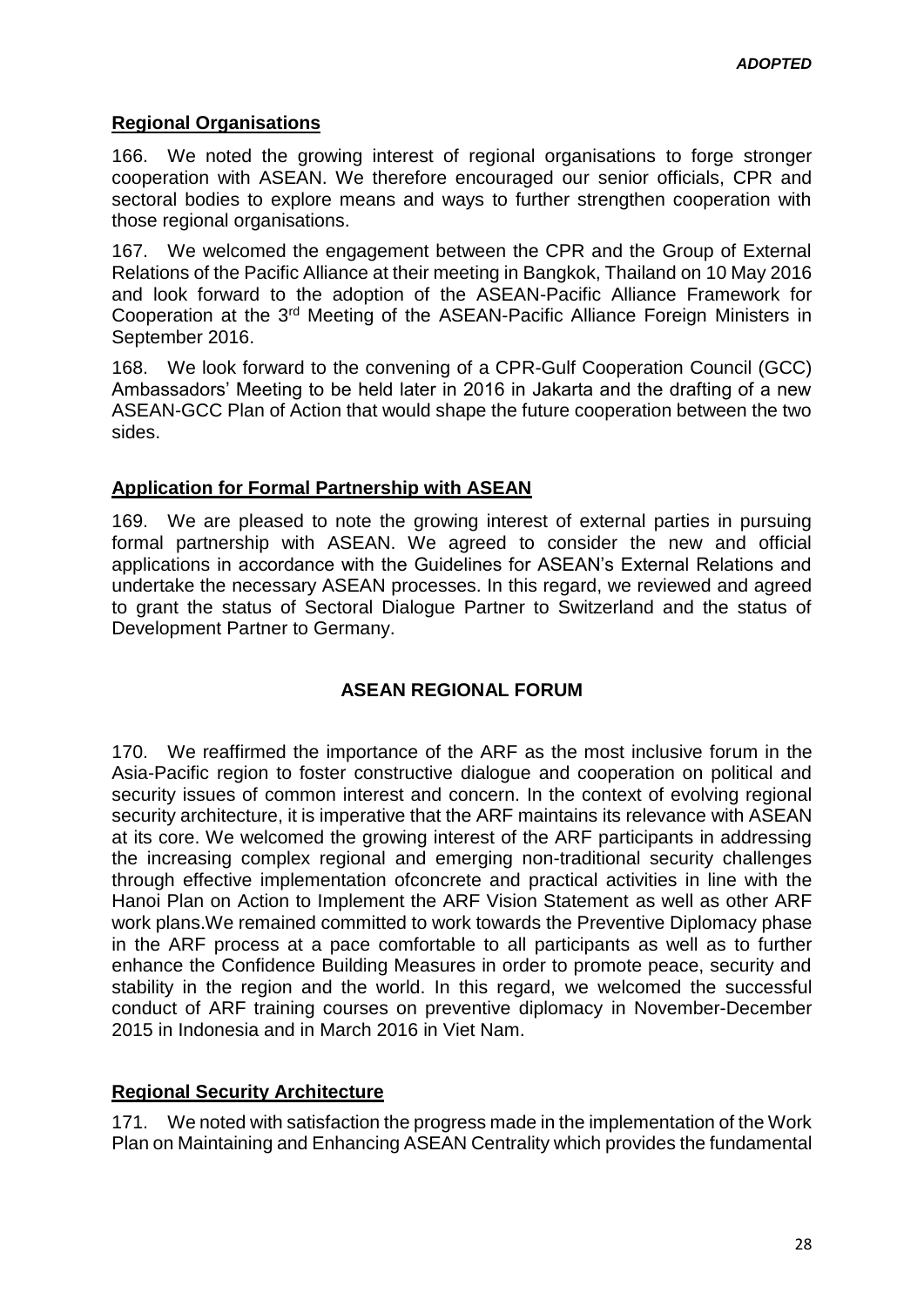*ADOPTED*

**Regional Organisations**

166. We noted the growing interest of regional organisations to forge stronger cooperation with ASEAN. We therefore encouraged our senior officials, CPR and sectoral bodies to explore means and ways to further strengthen cooperation with those regional organisations.

167. We welcomed the engagement between the CPR and the Group of External Relations of the Pacific Alliance at their meeting in Bangkok, Thailand on 10 May 2016 and look forward to the adoption of the ASEAN-Pacific Alliance Framework for Cooperation at the 3rd Meeting of the ASEAN-Pacific Alliance Foreign Ministers in September 2016.

168. We look forward to the convening of a CPR-Gulf Cooperation Council (GCC) Ambassadors' Meeting to be held later in 2016 in Jakarta and the drafting of a new ASEAN-GCC Plan of Action that would shape the future cooperation between the two sides.

**Application for Formal Partnership with ASEAN**

169. We are pleased to note the growing interest of external parties in pursuing formal partnership with ASEAN. We agreed to consider the new and official applications in accordance with the Guidelines for ASEAN's External Relations and undertake the necessary ASEAN processes. In this regard, we reviewed and agreed to grant the status of Sectoral Dialogue Partner to Switzerland and the status of Development Partner to Germany.

## ASEAN REGIONAL FORUM

170. We reaffirmed the importance of the ARF as the most inclusive forum in the Asia-Pacific region to foster constructive dialogue and cooperation on political and security issues of common interest and concern. In the context of evolving regional security architecture, it is imperative that the ARF maintains its relevance with ASEAN at its core. We welcomed the growing interest of the ARF participants in addressing the increasing complex regional and emerging non-traditional security challenges through effective implementation ofconcrete and practical activities in line with the Hanoi Plan on Action to Implement the ARF Vision Statement as well as other ARF work plans.We remained committed to work towards the Preventive Diplomacy phase in the ARF process at a pace comfortable to all participants as well as to further enhance the Confidence Building Measures in order to promote peace, security and stability in the region and the world. In this regard, we welcomed the successful conduct of ARF training courses on preventive diplomacy in November-December 2015 in Indonesia and in March 2016 in Viet Nam.

**Regional Security Architecture**

171. We noted with satisfaction the progress made in the implementation of the Work Plan on Maintaining and Enhancing ASEAN Centrality which provides the fundamental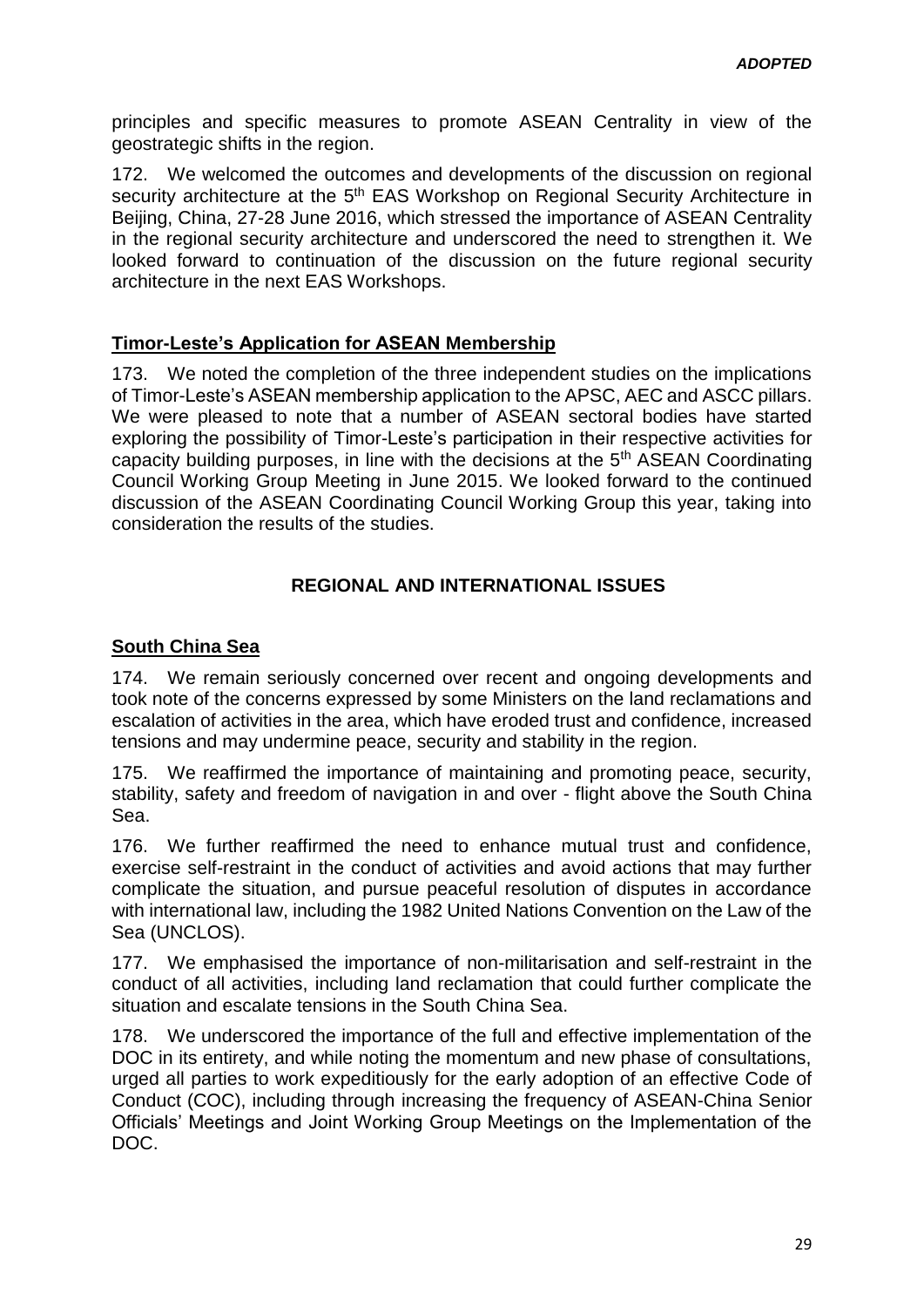principles and specific measures to promote ASEAN Centrality in view of the geostrategic shifts in the region.

172. We welcomed the outcomes and developments of the discussion on regional security architecture at the 5th EAS Workshop on Regional Security Architecture in Beijing, China, 27-28 June 2016, which stressed the importance of ASEAN Centrality in the regional security architecture and underscored the need to strengthen it. We looked forward to continuation of the discussion on the future regional security architecture in the next EAS Workshops.

## Timor-Leste's Application for ASEAN Membership

173. We noted the completion of the three independent studies on the implications of Timor-Leste's ASEAN membership application to the APSC, AEC and ASCC pillars. We were pleased to note that a number of ASEAN sectoral bodies have started exploring the possibility of Timor-Leste's participation in their respective activities for capacity building purposes, in line with the decisions at the 5th ASEAN Coordinating Council Working Group Meeting in June 2015. We looked forward to the continued discussion of the ASEAN Coordinating Council Working Group this year, taking into consideration the results of the studies.

# REGIONAL AND INTERNATIONAL ISSUES

## South China Sea

174. We remain seriously concerned over recent and ongoing developments and took note of the concerns expressed by some Ministers on the land reclamations and escalation of activities in the area, which have eroded trust and confidence, increased tensions and may undermine peace, security and stability in the region.

175. We reaffirmed the importance of maintaining and promoting peace, security, stability, safety and freedom of navigation in and over - flight above the South China Sea.

176. We further reaffirmed the need to enhance mutual trust and confidence, exercise self-restraint in the conduct of activities and avoid actions that may further complicate the situation, and pursue peaceful resolution of disputes in accordance with international law, including the 1982 United Nations Convention on the Law of the Sea (UNCLOS).

177. We emphasised the importance of non-militarisation and self-restraint in the conduct of all activities, including land reclamation that could further complicate the situation and escalate tensions in the South China Sea.

178. We underscored the importance of the full and effective implementation of the DOC in its entirety, and while noting the momentum and new phase of consultations, urged all parties to work expeditiously for the early adoption of an effective Code of Conduct (COC), including through increasing the frequency of ASEAN-China Senior Officials' Meetings and Joint Working Group Meetings on the Implementation of the DOC.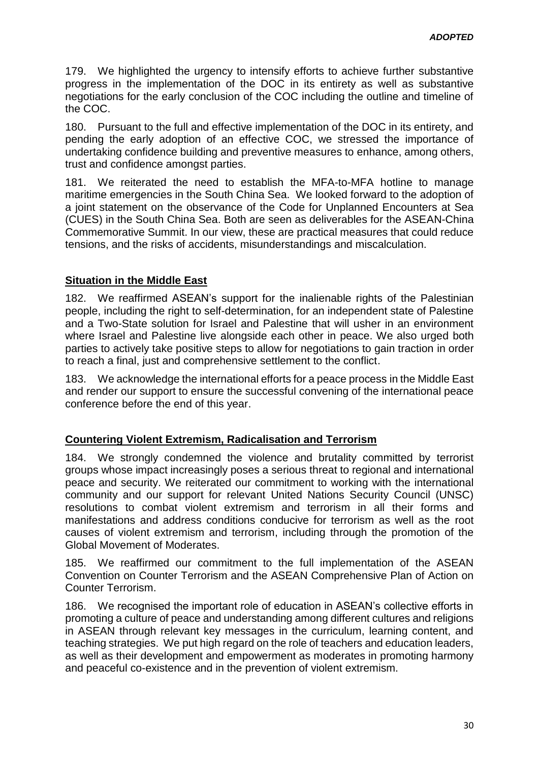179. We highlighted the urgency to intensify efforts to achieve further substantive progress in the implementation of the DOC in its entirety as well as substantive negotiations for the early conclusion of the COC including the outline and timeline of the COC.

180. Pursuant to the full and effective implementation of the DOC in its entirety, and pending the early adoption of an effective COC, we stressed the importance of undertaking confidence building and preventive measures to enhance, among others, trust and confidence amongst parties.

181. We reiterated the need to establish the MFA-to-MFA hotline to manage maritime emergencies in the South China Sea. We looked forward to the adoption of a joint statement on the observance of the Code for Unplanned Encounters at Sea (CUES) in the South China Sea. Both are seen as deliverables for the ASEAN-China Commemorative Summit. In our view, these are practical measures that could reduce tensions, and the risks of accidents, misunderstandings and miscalculation.

**Situation in the Middle East**

182. We reaffirmed ASEAN's support for the inalienable rights of the Palestinian people, including the right to self-determination, for an independent state of Palestine and a Two-State solution for Israel and Palestine that will usher in an environment where Israel and Palestine live alongside each other in peace. We also urged both parties to actively take positive steps to allow for negotiations to gain traction in order to reach a final, just and comprehensive settlement to the conflict.

183. We acknowledge the international efforts for a peace process in the Middle East and render our support to ensure the successful convening of the international peace conference before the end of this year.

**Countering Violent Extremism, Radicalisation and Terrorism**

184. We strongly condemned the violence and brutality committed by terrorist groups whose impact increasingly poses a serious threat to regional and international peace and security. We reiterated our commitment to working with the international community and our support for relevant United Nations Security Council (UNSC) resolutions to combat violent extremism and terrorism in all their forms and manifestations and address conditions conducive for terrorism as well as the root causes of violent extremism and terrorism, including through the promotion of the Global Movement of Moderates.

185. We reaffirmed our commitment to the full implementation of the ASEAN Convention on Counter Terrorism and the ASEAN Comprehensive Plan of Action on Counter Terrorism.

186. We recognised the important role of education in ASEAN's collective efforts in promoting a culture of peace and understanding among different cultures and religions in ASEAN through relevant key messages in the curriculum, learning content, and teaching strategies. We put high regard on the role of teachers and education leaders, as well as their development and empowerment as moderates in promoting harmony and peaceful co-existence and in the prevention of violent extremism.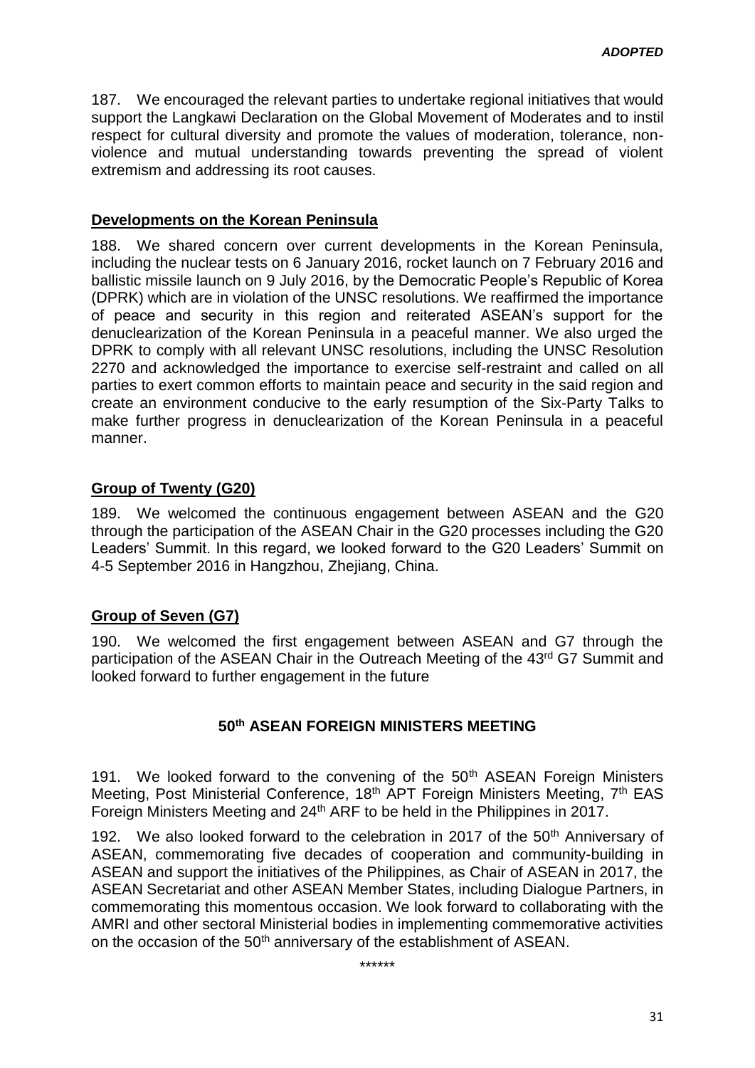187. We encouraged the relevant parties to undertake regional initiatives that would support the Langkawi Declaration on the Global Movement of Moderates and to instil respect for cultural diversity and promote the values of moderation, tolerance, non-violence and mutual understanding towards preventing the spread of violent extremism and addressing its root causes.

**Developments on the Korean Peninsula**

188. We shared concern over current developments in the Korean Peninsula, including the nuclear tests on 6 January 2016, rocket launch on 7 February 2016 and ballistic missile launch on 9 July 2016, by the Democratic People's Republic of Korea (DPRK) which are in violation of the UNSC resolutions. We reaffirmed the importance of peace and security in this region and reiterated ASEAN's support for the denuclearization of the Korean Peninsula in a peaceful manner. We also urged the DPRK to comply with all relevant UNSC resolutions, including the UNSC Resolution 2270 and acknowledged the importance to exercise self-restraint and called on all parties to exert common efforts to maintain peace and security in the said region and create an environment conducive to the early resumption of the Six-Party Talks to make further progress in denuclearization of the Korean Peninsula in a peaceful manner.

**Group of Twenty (G20)**

189. We welcomed the continuous engagement between ASEAN and the G20 through the participation of the ASEAN Chair in the G20 processes including the G20 Leaders' Summit. In this regard, we looked forward to the G20 Leaders' Summit on 4-5 September 2016 in Hangzhou, Zhejiang, China.

**Group of Seven (G7)**

190. We welcomed the first engagement between ASEAN and G7 through the participation of the ASEAN Chair in the Outreach Meeting of the 43rd G7 Summit and looked forward to further engagement in the future

## 50th ASEAN FOREIGN MINISTERS MEETING

191. We looked forward to the convening of the 50th ASEAN Foreign Ministers Meeting, Post Ministerial Conference, 18th APT Foreign Ministers Meeting, 7th EAS Foreign Ministers Meeting and 24th ARF to be held in the Philippines in 2017.

192. We also looked forward to the celebration in 2017 of the 50th Anniversary of ASEAN, commemorating five decades of cooperation and community-building in ASEAN and support the initiatives of the Philippines, as Chair of ASEAN in 2017, the ASEAN Secretariat and other ASEAN Member States, including Dialogue Partners, in commemorating this momentous occasion. We look forward to collaborating with the AMRI and other sectoral Ministerial bodies in implementing commemorative activities on the occasion of the 50th anniversary of the establishment of ASEAN.

******